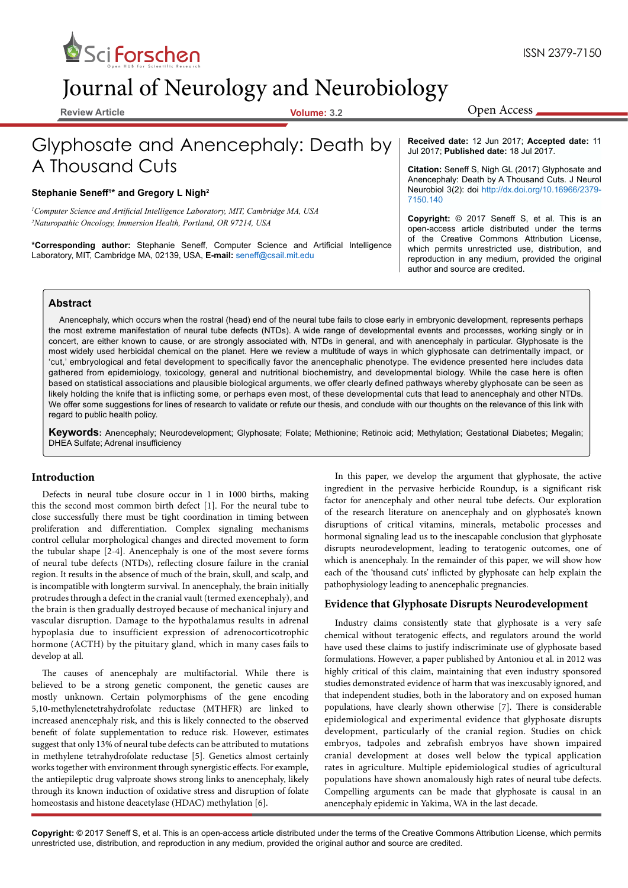Review Article

# Glyphosate and Anencephaly: Death by A Thousand Cuts

**Stephanie Seneff[1]* and Gregory L Nigh[2]**

[1]*Computer Science and Artificial Intelligence Laboratory, MIT, Cambridge MA, USA*
[2]*Naturopathic Oncology, Immersion Health, Portland, OR 97214, USA*

**\*Corresponding author:** Stephanie Seneff, Computer Science and Artificial Intelligence Laboratory, MIT, Cambridge MA, 02139, USA, **E-mail:** seneff@csail.mit.edu

**Received date:** 12 Jun 2017; **Accepted date:** 11 Jul 2017; **Published date:** 18 Jul 2017.

**Citation:** Seneff S, Nigh GL (2017) Glyphosate and Anencephaly: Death by A Thousand Cuts. J Neurol Neurobiol 3(2): doi http://dx.doi.org/10.16966/2379-7150.140

**Copyright:** © 2017 Seneff S, et al. This is an open-access article distributed under the terms of the Creative Commons Attribution License, which permits unrestricted use, distribution, and reproduction in any medium, provided the original author and source are credited.

## Abstract

Anencephaly, which occurs when the rostral (head) end of the neural tube fails to close early in embryonic development, represents perhaps the most extreme manifestation of neural tube defects (NTDs). A wide range of developmental events and processes, working singly or in concert, are either known to cause, or are strongly associated with, NTDs in general, and with anencephaly in particular. Glyphosate is the most widely used herbicidal chemical on the planet. Here we review a multitude of ways in which glyphosate can detrimentally impact, or 'cut,' embryological and fetal development to specifically favor the anencephalic phenotype. The evidence presented here includes data gathered from epidemiology, toxicology, general and nutritional biochemistry, and developmental biology. While the case here is often based on statistical associations and plausible biological arguments, we offer clearly defined pathways whereby glyphosate can be seen as likely holding the knife that is inflicting some, or perhaps even most, of these developmental cuts that lead to anencephaly and other NTDs. We offer some suggestions for lines of research to validate or refute our thesis, and conclude with our thoughts on the relevance of this link with regard to public health policy.

**Keywords:** Anencephaly; Neurodevelopment; Glyphosate; Folate; Methionine; Retinoic acid; Methylation; Gestational Diabetes; Megalin; DHEA Sulfate; Adrenal insufficiency

## Introduction

Defects in neural tube closure occur in 1 in 1000 births, making this the second most common birth defect [1]. For the neural tube to close successfully there must be tight coordination in timing between proliferation and differentiation. Complex signaling mechanisms control cellular morphological changes and directed movement to form the tubular shape [2-4]. Anencephaly is one of the most severe forms of neural tube defects (NTDs), reflecting closure failure in the cranial region. It results in the absence of much of the brain, skull, and scalp, and is incompatible with longterm survival. In anencephaly, the brain initially protrudes through a defect in the cranial vault (termed exencephaly), and the brain is then gradually destroyed because of mechanical injury and vascular disruption. Damage to the hypothalamus results in adrenal hypoplasia due to insufficient expression of adrenocorticotrophic hormone (ACTH) by the pituitary gland, which in many cases fails to develop at all.

The causes of anencephaly are multifactorial. While there is believed to be a strong genetic component, the genetic causes are mostly unknown. Certain polymorphisms of the gene encoding 5,10-methylenetetrahydrofolate reductase (MTHFR) are linked to increased anencephaly risk, and this is likely connected to the observed benefit of folate supplementation to reduce risk. However, estimates suggest that only 13% of neural tube defects can be attributed to mutations in methylene tetrahydrofolate reductase [5]. Genetics almost certainly works together with environment through synergistic effects. For example, the antiepileptic drug valproate shows strong links to anencephaly, likely through its known induction of oxidative stress and disruption of folate homeostasis and histone deacetylase (HDAC) methylation [6].

In this paper, we develop the argument that glyphosate, the active ingredient in the pervasive herbicide Roundup, is a significant risk factor for anencephaly and other neural tube defects. Our exploration of the research literature on anencephaly and on glyphosate's known disruptions of critical vitamins, minerals, metabolic processes and hormonal signaling lead us to the inescapable conclusion that glyphosate disrupts neurodevelopment, leading to teratogenic outcomes, one of which is anencephaly. In the remainder of this paper, we will show how each of the 'thousand cuts' inflicted by glyphosate can help explain the pathophysiology leading to anencephalic pregnancies.

## Evidence that Glyphosate Disrupts Neurodevelopment

Industry claims consistently state that glyphosate is a very safe chemical without teratogenic effects, and regulators around the world have used these claims to justify indiscriminate use of glyphosate based formulations. However, a paper published by Antoniou et al. in 2012 was highly critical of this claim, maintaining that even industry sponsored studies demonstrated evidence of harm that was inexcusably ignored, and that independent studies, both in the laboratory and on exposed human populations, have clearly shown otherwise [7]. There is considerable epidemiological and experimental evidence that glyphosate disrupts development, particularly of the cranial region. Studies on chick embryos, tadpoles and zebrafish embryos have shown impaired cranial development at doses well below the typical application rates in agriculture. Multiple epidemiological studies of agricultural populations have shown anomalously high rates of neural tube defects. Compelling arguments can be made that glyphosate is causal in an anencephaly epidemic in Yakima, WA in the last decade.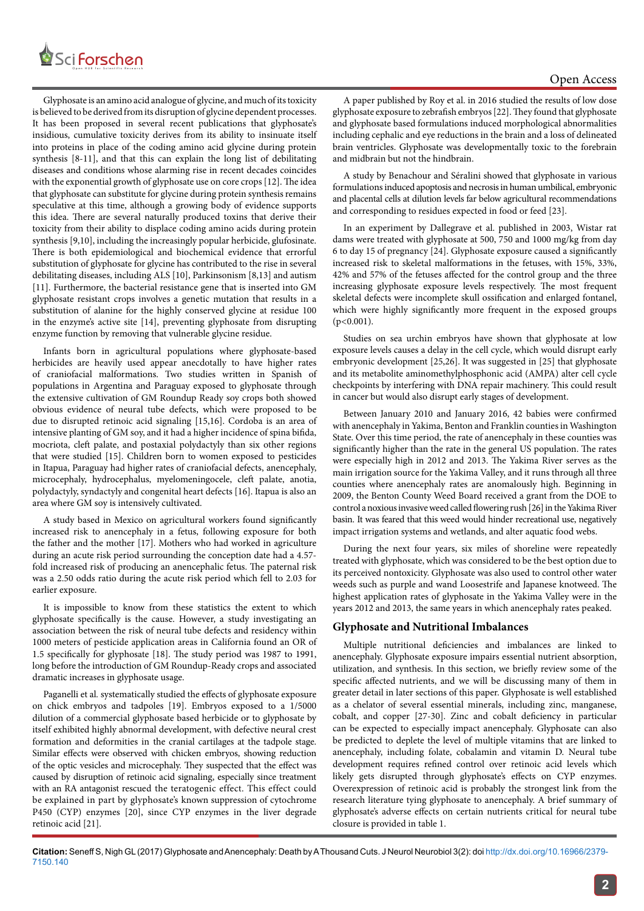Glyphosate is an amino acid analogue of glycine, and much of its toxicity is believed to be derived from its disruption of glycine dependent processes. It has been proposed in several recent publications that glyphosate's insidious, cumulative toxicity derives from its ability to insinuate itself into proteins in place of the coding amino acid glycine during protein synthesis [8-11], and that this can explain the long list of debilitating diseases and conditions whose alarming rise in recent decades coincides with the exponential growth of glyphosate use on core crops [12]. The idea that glyphosate can substitute for glycine during protein synthesis remains speculative at this time, although a growing body of evidence supports this idea. There are several naturally produced toxins that derive their toxicity from their ability to displace coding amino acids during protein synthesis [9,10], including the increasingly popular herbicide, glufosinate. There is both epidemiological and biochemical evidence that errorful substitution of glyphosate for glycine has contributed to the rise in several debilitating diseases, including ALS [10], Parkinsonism [8,13] and autism [11]. Furthermore, the bacterial resistance gene that is inserted into GM glyphosate resistant crops involves a genetic mutation that results in a substitution of alanine for the highly conserved glycine at residue 100 in the enzyme's active site [14], preventing glyphosate from disrupting enzyme function by removing that vulnerable glycine residue.

Infants born in agricultural populations where glyphosate-based herbicides are heavily used appear anecdotally to have higher rates of craniofacial malformations. Two studies written in Spanish of populations in Argentina and Paraguay exposed to glyphosate through the extensive cultivation of GM Roundup Ready soy crops both showed obvious evidence of neural tube defects, which were proposed to be due to disrupted retinoic acid signaling [15,16]. Cordoba is an area of intensive planting of GM soy, and it had a higher incidence of spina bifida, mocriota, cleft palate, and postaxial polydactyly than six other regions that were studied [15]. Children born to women exposed to pesticides in Itapua, Paraguay had higher rates of craniofacial defects, anencephaly, microcephaly, hydrocephalus, myelomeningocele, cleft palate, anotia, polydactyly, syndactyly and congenital heart defects [16]. Itapua is also an area where GM soy is intensively cultivated.

A study based in Mexico on agricultural workers found significantly increased risk to anencephaly in a fetus, following exposure for both the father and the mother [17]. Mothers who had worked in agriculture during an acute risk period surrounding the conception date had a 4.57-fold increased risk of producing an anencephalic fetus. The paternal risk was a 2.50 odds ratio during the acute risk period which fell to 2.03 for earlier exposure.

It is impossible to know from these statistics the extent to which glyphosate specifically is the cause. However, a study investigating an association between the risk of neural tube defects and residency within 1000 meters of pesticide application areas in California found an OR of 1.5 specifically for glyphosate [18]. The study period was 1987 to 1991, long before the introduction of GM Roundup-Ready crops and associated dramatic increases in glyphosate usage.

Paganelli et al. systematically studied the effects of glyphosate exposure on chick embryos and tadpoles [19]. Embryos exposed to a 1/5000 dilution of a commercial glyphosate based herbicide or to glyphosate by itself exhibited highly abnormal development, with defective neural crest formation and deformities in the cranial cartilages at the tadpole stage. Similar effects were observed with chicken embryos, showing reduction of the optic vesicles and microcephaly. They suspected that the effect was caused by disruption of retinoic acid signaling, especially since treatment with an RA antagonist rescued the teratogenic effect. This effect could be explained in part by glyphosate's known suppression of cytochrome P450 (CYP) enzymes [20], since CYP enzymes in the liver degrade retinoic acid [21].

A paper published by Roy et al. in 2016 studied the results of low dose glyphosate exposure to zebrafish embryos [22]. They found that glyphosate and glyphosate based formulations induced morphological abnormalities including cephalic and eye reductions in the brain and a loss of delineated brain ventricles. Glyphosate was developmentally toxic to the forebrain and midbrain but not the hindbrain.

A study by Benachour and Séralini showed that glyphosate in various formulations induced apoptosis and necrosis in human umbilical, embryonic and placental cells at dilution levels far below agricultural recommendations and corresponding to residues expected in food or feed [23].

In an experiment by Dallegrave et al. published in 2003, Wistar rat dams were treated with glyphosate at 500, 750 and 1000 mg/kg from day 6 to day 15 of pregnancy [24]. Glyphosate exposure caused a significantly increased risk to skeletal malformations in the fetuses, with 15%, 33%, 42% and 57% of the fetuses affected for the control group and the three increasing glyphosate exposure levels respectively. The most frequent skeletal defects were incomplete skull ossification and enlarged fontanel, which were highly significantly more frequent in the exposed groups ($p<0.001$).

Studies on sea urchin embryos have shown that glyphosate at low exposure levels causes a delay in the cell cycle, which would disrupt early embryonic development [25,26]. It was suggested in [25] that glyphosate and its metabolite aminomethylphosphonic acid (AMPA) alter cell cycle checkpoints by interfering with DNA repair machinery. This could result in cancer but would also disrupt early stages of development.

Between January 2010 and January 2016, 42 babies were confirmed with anencephaly in Yakima, Benton and Franklin counties in Washington State. Over this time period, the rate of anencephaly in these counties was significantly higher than the rate in the general US population. The rates were especially high in 2012 and 2013. The Yakima River serves as the main irrigation source for the Yakima Valley, and it runs through all three counties where anencephaly rates are anomalously high. Beginning in 2009, the Benton County Weed Board received a grant from the DOE to control a noxious invasive weed called flowering rush [26] in the Yakima River basin. It was feared that this weed would hinder recreational use, negatively impact irrigation systems and wetlands, and alter aquatic food webs.

During the next four years, six miles of shoreline were repeatedly treated with glyphosate, which was considered to be the best option due to its perceived nontoxicity. Glyphosate was also used to control other water weeds such as purple and wand Loosestrife and Japanese knotweed. The highest application rates of glyphosate in the Yakima Valley were in the years 2012 and 2013, the same years in which anencephaly rates peaked.

## Glyphosate and Nutritional Imbalances

Multiple nutritional deficiencies and imbalances are linked to anencephaly. Glyphosate exposure impairs essential nutrient absorption, utilization, and synthesis. In this section, we briefly review some of the specific affected nutrients, and we will be discussing many of them in greater detail in later sections of this paper. Glyphosate is well established as a chelator of several essential minerals, including zinc, manganese, cobalt, and copper [27-30]. Zinc and cobalt deficiency in particular can be expected to especially impact anencephaly. Glyphosate can also be predicted to deplete the level of multiple vitamins that are linked to anencephaly, including folate, cobalamin and vitamin D. Neural tube development requires refined control over retinoic acid levels which likely gets disrupted through glyphosate's effects on CYP enzymes. Overexpression of retinoic acid is probably the strongest link from the research literature tying glyphosate to anencephaly. A brief summary of glyphosate's adverse effects on certain nutrients critical for neural tube closure is provided in table 1.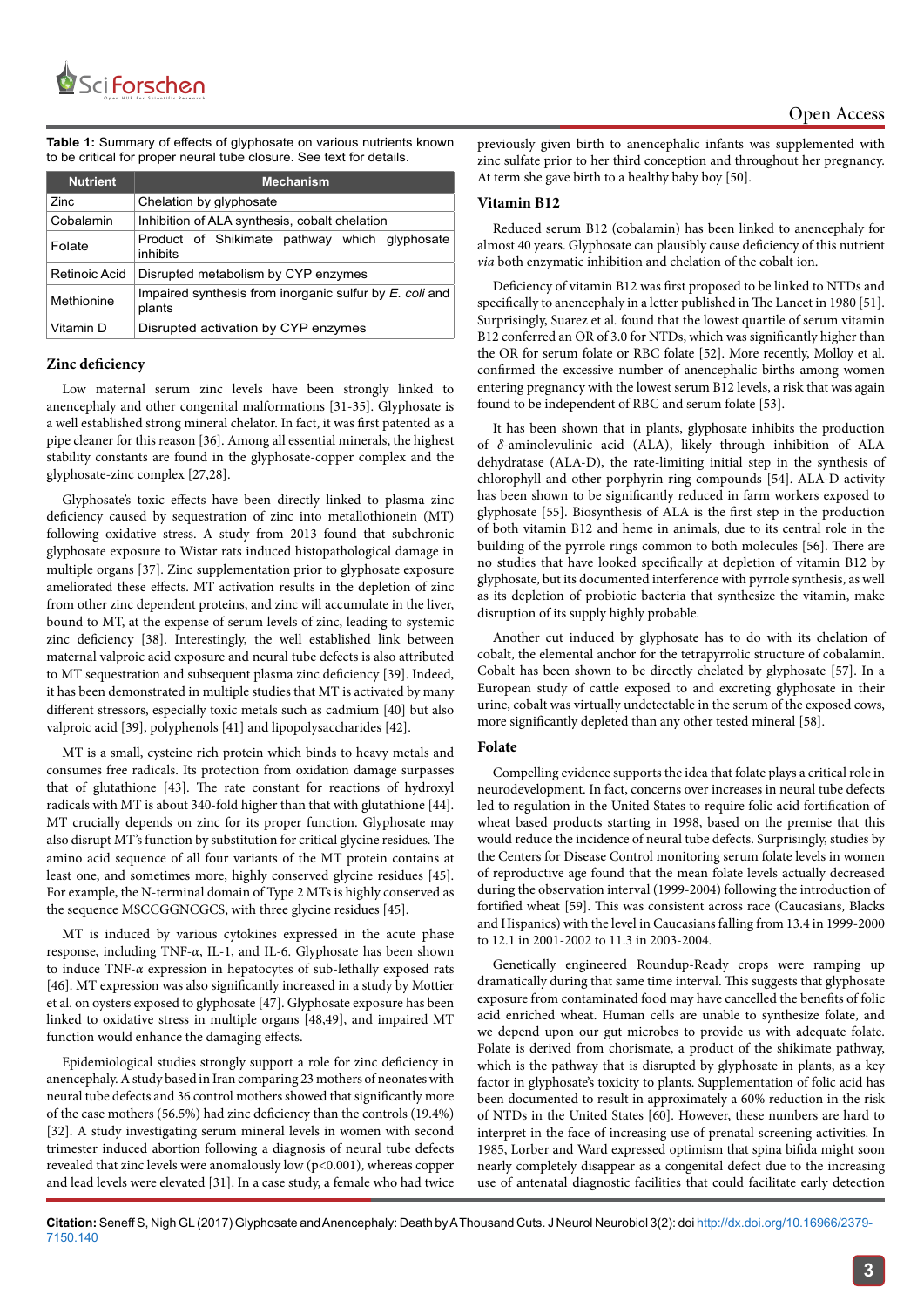**Table 1:** Summary of effects of glyphosate on various nutrients known to be critical for proper neural tube closure. See text for details.

| Nutrient | Mechanism |
|---|---|
| Zinc | Chelation by glyphosate |
| Cobalamin | Inhibition of ALA synthesis, cobalt chelation |
| Folate | Product of Shikimate pathway which glyphosate inhibits |
| Retinoic Acid | Disrupted metabolism by CYP enzymes |
| Methionine | Impaired synthesis from inorganic sulfur by *E. coli* and plants |
| Vitamin D | Disrupted activation by CYP enzymes |

### Zinc deficiency

Low maternal serum zinc levels have been strongly linked to anencephaly and other congenital malformations [31-35]. Glyphosate is a well established strong mineral chelator. In fact, it was first patented as a pipe cleaner for this reason [36]. Among all essential minerals, the highest stability constants are found in the glyphosate-copper complex and the glyphosate-zinc complex [27,28].

Glyphosate's toxic effects have been directly linked to plasma zinc deficiency caused by sequestration of zinc into metallothionein (MT) following oxidative stress. A study from 2013 found that subchronic glyphosate exposure to Wistar rats induced histopathological damage in multiple organs [37]. Zinc supplementation prior to glyphosate exposure ameliorated these effects. MT activation results in the depletion of zinc from other zinc dependent proteins, and zinc will accumulate in the liver, bound to MT, at the expense of serum levels of zinc, leading to systemic zinc deficiency [38]. Interestingly, the well established link between maternal valproic acid exposure and neural tube defects is also attributed to MT sequestration and subsequent plasma zinc deficiency [39]. Indeed, it has been demonstrated in multiple studies that MT is activated by many different stressors, especially toxic metals such as cadmium [40] but also valproic acid [39], polyphenols [41] and lipopolysaccharides [42].

MT is a small, cysteine rich protein which binds to heavy metals and consumes free radicals. Its protection from oxidation damage surpasses that of glutathione [43]. The rate constant for reactions of hydroxyl radicals with MT is about 340-fold higher than that with glutathione [44]. MT crucially depends on zinc for its proper function. Glyphosate may also disrupt MT's function by substitution for critical glycine residues. The amino acid sequence of all four variants of the MT protein contains at least one, and sometimes more, highly conserved glycine residues [45]. For example, the N-terminal domain of Type 2 MTs is highly conserved as the sequence MSCCGGNCGCS, with three glycine residues [45].

MT is induced by various cytokines expressed in the acute phase response, including TNF-$\alpha$, IL-1, and IL-6. Glyphosate has been shown to induce TNF-$\alpha$ expression in hepatocytes of sub-lethally exposed rats [46]. MT expression was also significantly increased in a study by Mottier et al. on oysters exposed to glyphosate [47]. Glyphosate exposure has been linked to oxidative stress in multiple organs [48,49], and impaired MT function would enhance the damaging effects.

Epidemiological studies strongly support a role for zinc deficiency in anencephaly. A study based in Iran comparing 23 mothers of neonates with neural tube defects and 36 control mothers showed that significantly more of the case mothers (56.5%) had zinc deficiency than the controls (19.4%) [32]. A study investigating serum mineral levels in women with second trimester induced abortion following a diagnosis of neural tube defects revealed that zinc levels were anomalously low ($p<0.001$), whereas copper and lead levels were elevated [31]. In a case study, a female who had twice previously given birth to anencephalic infants was supplemented with zinc sulfate prior to her third conception and throughout her pregnancy. At term she gave birth to a healthy baby boy [50].

### Vitamin B12

Reduced serum B12 (cobalamin) has been linked to anencephaly for almost 40 years. Glyphosate can plausibly cause deficiency of this nutrient *via* both enzymatic inhibition and chelation of the cobalt ion.

Deficiency of vitamin B12 was first proposed to be linked to NTDs and specifically to anencephaly in a letter published in The Lancet in 1980 [51]. Surprisingly, Suarez et al. found that the lowest quartile of serum vitamin B12 conferred an OR of 3.0 for NTDs, which was significantly higher than the OR for serum folate or RBC folate [52]. More recently, Molloy et al. confirmed the excessive number of anencephalic births among women entering pregnancy with the lowest serum B12 levels, a risk that was again found to be independent of RBC and serum folate [53].

It has been shown that in plants, glyphosate inhibits the production of $\delta$-aminolevulinic acid (ALA), likely through inhibition of ALA dehydratase (ALA-D), the rate-limiting initial step in the synthesis of chlorophyll and other porphyrin ring compounds [54]. ALA-D activity has been shown to be significantly reduced in farm workers exposed to glyphosate [55]. Biosynthesis of ALA is the first step in the production of both vitamin B12 and heme in animals, due to its central role in the building of the pyrrole rings common to both molecules [56]. There are no studies that have looked specifically at depletion of vitamin B12 by glyphosate, but its documented interference with pyrrole synthesis, as well as its depletion of probiotic bacteria that synthesize the vitamin, make disruption of its supply highly probable.

Another cut induced by glyphosate has to do with its chelation of cobalt, the elemental anchor for the tetrapyrrolic structure of cobalamin. Cobalt has been shown to be directly chelated by glyphosate [57]. In a European study of cattle exposed to and excreting glyphosate in their urine, cobalt was virtually undetectable in the serum of the exposed cows, more significantly depleted than any other tested mineral [58].

### Folate

Compelling evidence supports the idea that folate plays a critical role in neurodevelopment. In fact, concerns over increases in neural tube defects led to regulation in the United States to require folic acid fortification of wheat based products starting in 1998, based on the premise that this would reduce the incidence of neural tube defects. Surprisingly, studies by the Centers for Disease Control monitoring serum folate levels in women of reproductive age found that the mean folate levels actually decreased during the observation interval (1999-2004) following the introduction of fortified wheat [59]. This was consistent across race (Caucasians, Blacks and Hispanics) with the level in Caucasians falling from 13.4 in 1999-2000 to 12.1 in 2001-2002 to 11.3 in 2003-2004.

Genetically engineered Roundup-Ready crops were ramping up dramatically during that same time interval. This suggests that glyphosate exposure from contaminated food may have cancelled the benefits of folic acid enriched wheat. Human cells are unable to synthesize folate, and we depend upon our gut microbes to provide us with adequate folate. Folate is derived from chorismate, a product of the shikimate pathway, which is the pathway that is disrupted by glyphosate in plants, as a key factor in glyphosate's toxicity to plants. Supplementation of folic acid has been documented to result in approximately a 60% reduction in the risk of NTDs in the United States [60]. However, these numbers are hard to interpret in the face of increasing use of prenatal screening activities. In 1985, Lorber and Ward expressed optimism that spina bifida might soon nearly completely disappear as a congenital defect due to the increasing use of antenatal diagnostic facilities that could facilitate early detection

**Citation:** Seneff S, Nigh GL (2017) Glyphosate and Anencephaly: Death by A Thousand Cuts. J Neurol Neurobiol 3(2): doi http://dx.doi.org/10.16966/2379-7150.140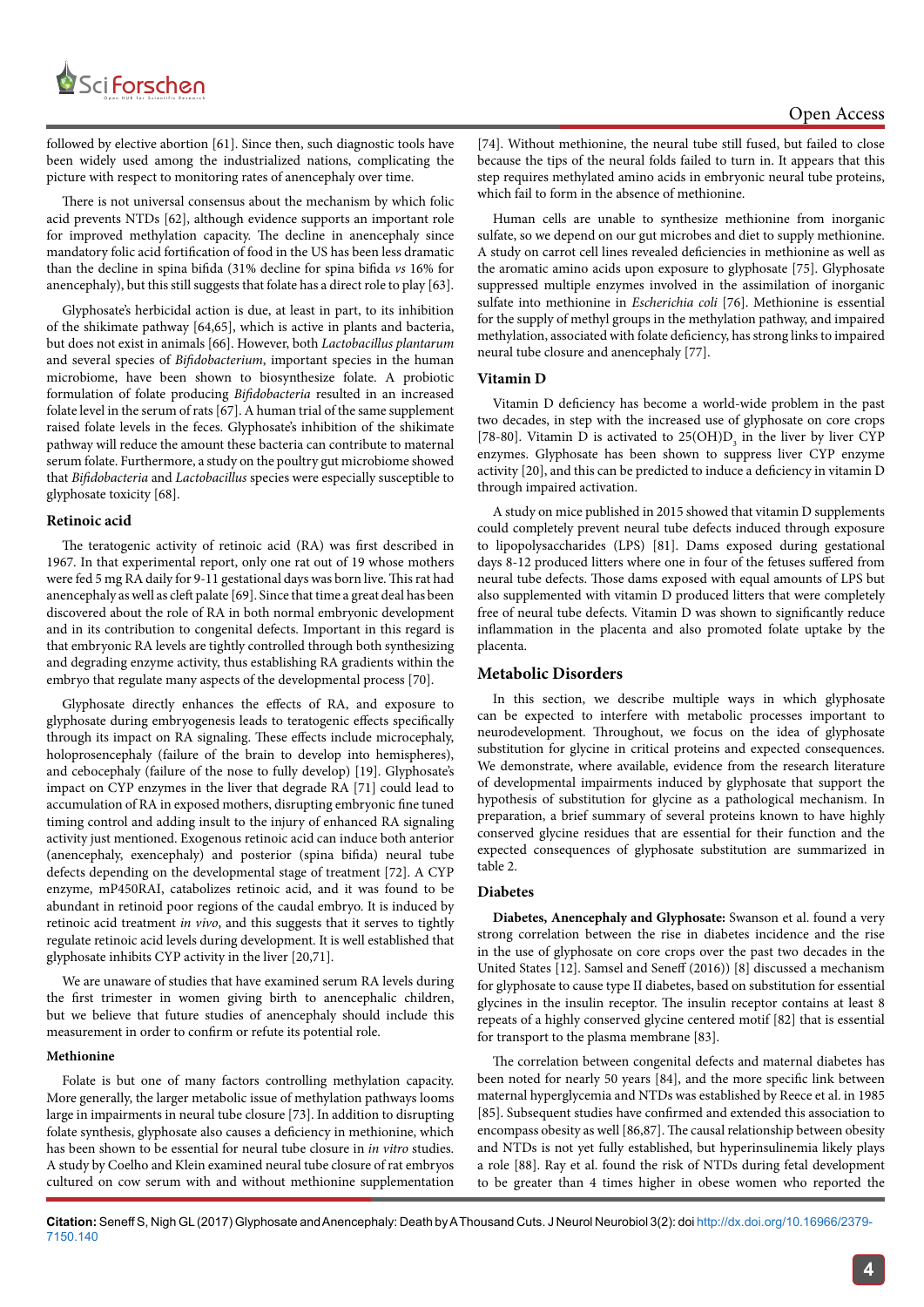followed by elective abortion [61]. Since then, such diagnostic tools have been widely used among the industrialized nations, complicating the picture with respect to monitoring rates of anencephaly over time.

There is not universal consensus about the mechanism by which folic acid prevents NTDs [62], although evidence supports an important role for improved methylation capacity. The decline in anencephaly since mandatory folic acid fortification of food in the US has been less dramatic than the decline in spina bifida (31% decline for spina bifida *vs* 16% for anencephaly), but this still suggests that folate has a direct role to play [63].

Glyphosate's herbicidal action is due, at least in part, to its inhibition of the shikimate pathway [64,65], which is active in plants and bacteria, but does not exist in animals [66]. However, both *Lactobacillus plantarum* and several species of *Bifidobacterium*, important species in the human microbiome, have been shown to biosynthesize folate. A probiotic formulation of folate producing *Bifidobacteria* resulted in an increased folate level in the serum of rats [67]. A human trial of the same supplement raised folate levels in the feces. Glyphosate's inhibition of the shikimate pathway will reduce the amount these bacteria can contribute to maternal serum folate. Furthermore, a study on the poultry gut microbiome showed that *Bifidobacteria* and *Lactobacillus* species were especially susceptible to glyphosate toxicity [68].

### Retinoic acid

The teratogenic activity of retinoic acid (RA) was first described in 1967. In that experimental report, only one rat out of 19 whose mothers were fed 5 mg RA daily for 9-11 gestational days was born live. This rat had anencephaly as well as cleft palate [69]. Since that time a great deal has been discovered about the role of RA in both normal embryonic development and in its contribution to congenital defects. Important in this regard is that embryonic RA levels are tightly controlled through both synthesizing and degrading enzyme activity, thus establishing RA gradients within the embryo that regulate many aspects of the developmental process [70].

Glyphosate directly enhances the effects of RA, and exposure to glyphosate during embryogenesis leads to teratogenic effects specifically through its impact on RA signaling. These effects include microcephaly, holoprosencephaly (failure of the brain to develop into hemispheres), and cebocephaly (failure of the nose to fully develop) [19]. Glyphosate's impact on CYP enzymes in the liver that degrade RA [71] could lead to accumulation of RA in exposed mothers, disrupting embryonic fine tuned timing control and adding insult to the injury of enhanced RA signaling activity just mentioned. Exogenous retinoic acid can induce both anterior (anencephaly, exencephaly) and posterior (spina bifida) neural tube defects depending on the developmental stage of treatment [72]. A CYP enzyme, mP450RAI, catabolizes retinoic acid, and it was found to be abundant in retinoid poor regions of the caudal embryo. It is induced by retinoic acid treatment *in vivo*, and this suggests that it serves to tightly regulate retinoic acid levels during development. It is well established that glyphosate inhibits CYP activity in the liver [20,71].

We are unaware of studies that have examined serum RA levels during the first trimester in women giving birth to anencephalic children, but we believe that future studies of anencephaly should include this measurement in order to confirm or refute its potential role.

### Methionine

Folate is but one of many factors controlling methylation capacity. More generally, the larger metabolic issue of methylation pathways looms large in impairments in neural tube closure [73]. In addition to disrupting folate synthesis, glyphosate also causes a deficiency in methionine, which has been shown to be essential for neural tube closure in *in vitro* studies. A study by Coelho and Klein examined neural tube closure of rat embryos cultured on cow serum with and without methionine supplementation [74]. Without methionine, the neural tube still fused, but failed to close because the tips of the neural folds failed to turn in. It appears that this step requires methylated amino acids in embryonic neural tube proteins, which fail to form in the absence of methionine.

Human cells are unable to synthesize methionine from inorganic sulfate, so we depend on our gut microbes and diet to supply methionine. A study on carrot cell lines revealed deficiencies in methionine as well as the aromatic amino acids upon exposure to glyphosate [75]. Glyphosate suppressed multiple enzymes involved in the assimilation of inorganic sulfate into methionine in *Escherichia coli* [76]. Methionine is essential for the supply of methyl groups in the methylation pathway, and impaired methylation, associated with folate deficiency, has strong links to impaired neural tube closure and anencephaly [77].

### Vitamin D

Vitamin D deficiency has become a world-wide problem in the past two decades, in step with the increased use of glyphosate on core crops [78-80]. Vitamin D is activated to 25(OH)$D_3$ in the liver by liver CYP enzymes. Glyphosate has been shown to suppress liver CYP enzyme activity [20], and this can be predicted to induce a deficiency in vitamin D through impaired activation.

A study on mice published in 2015 showed that vitamin D supplements could completely prevent neural tube defects induced through exposure to lipopolysaccharides (LPS) [81]. Dams exposed during gestational days 8-12 produced litters where one in four of the fetuses suffered from neural tube defects. Those dams exposed with equal amounts of LPS but also supplemented with vitamin D produced litters that were completely free of neural tube defects. Vitamin D was shown to significantly reduce inflammation in the placenta and also promoted folate uptake by the placenta.

## Metabolic Disorders

In this section, we describe multiple ways in which glyphosate can be expected to interfere with metabolic processes important to neurodevelopment. Throughout, we focus on the idea of glyphosate substitution for glycine in critical proteins and expected consequences. We demonstrate, where available, evidence from the research literature of developmental impairments induced by glyphosate that support the hypothesis of substitution for glycine as a pathological mechanism. In preparation, a brief summary of several proteins known to have highly conserved glycine residues that are essential for their function and the expected consequences of glyphosate substitution are summarized in table 2.

### Diabetes

**Diabetes, Anencephaly and Glyphosate:** Swanson et al. found a very strong correlation between the rise in diabetes incidence and the rise in the use of glyphosate on core crops over the past two decades in the United States [12]. Samsel and Seneff (2016)) [8] discussed a mechanism for glyphosate to cause type II diabetes, based on substitution for essential glycines in the insulin receptor. The insulin receptor contains at least 8 repeats of a highly conserved glycine centered motif [82] that is essential for transport to the plasma membrane [83].

The correlation between congenital defects and maternal diabetes has been noted for nearly 50 years [84], and the more specific link between maternal hyperglycemia and NTDs was established by Reece et al. in 1985 [85]. Subsequent studies have confirmed and extended this association to encompass obesity as well [86,87]. The causal relationship between obesity and NTDs is not yet fully established, but hyperinsulinemia likely plays a role [88]. Ray et al. found the risk of NTDs during fetal development to be greater than 4 times higher in obese women who reported the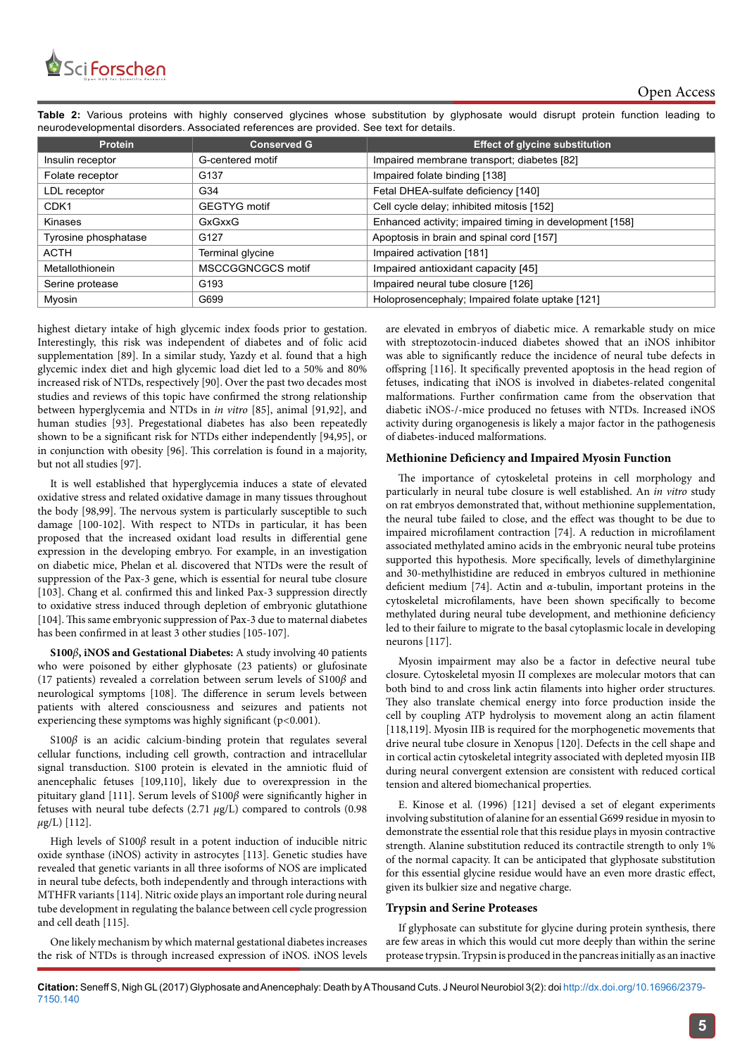**Table 2:** Various proteins with highly conserved glycines whose substitution by glyphosate would disrupt protein function leading to neurodevelopmental disorders. Associated references are provided. See text for details.

| Protein | Conserved G | Effect of glycine substitution |
|---|---|---|
| Insulin receptor | G-centered motif | Impaired membrane transport; diabetes [82] |
| Folate receptor | G137 | Impaired folate binding [138] |
| LDL receptor | G34 | Fetal DHEA-sulfate deficiency [140] |
| CDK1 | GEGTYG motif | Cell cycle delay; inhibited mitosis [152] |
| Kinases | GxGxxG | Enhanced activity; impaired timing in development [158] |
| Tyrosine phosphatase | G127 | Apoptosis in brain and spinal cord [157] |
| ACTH | Terminal glycine | Impaired activation [181] |
| Metallothionein | MSCCGGNCGCS motif | Impaired antioxidant capacity [45] |
| Serine protease | G193 | Impaired neural tube closure [126] |
| Myosin | G699 | Holoprosencephaly; Impaired folate uptake [121] |

highest dietary intake of high glycemic index foods prior to gestation. Interestingly, this risk was independent of diabetes and of folic acid supplementation [89]. In a similar study, Yazdy et al. found that a high glycemic index diet and high glycemic load diet led to a 50% and 80% increased risk of NTDs, respectively [90]. Over the past two decades most studies and reviews of this topic have confirmed the strong relationship between hyperglycemia and NTDs in *in vitro* [85], animal [91,92], and human studies [93]. Pregestational diabetes has also been repeatedly shown to be a significant risk for NTDs either independently [94,95], or in conjunction with obesity [96]. This correlation is found in a majority, but not all studies [97].

It is well established that hyperglycemia induces a state of elevated oxidative stress and related oxidative damage in many tissues throughout the body [98,99]. The nervous system is particularly susceptible to such damage [100-102]. With respect to NTDs in particular, it has been proposed that the increased oxidant load results in differential gene expression in the developing embryo. For example, in an investigation on diabetic mice, Phelan et al. discovered that NTDs were the result of suppression of the Pax-3 gene, which is essential for neural tube closure [103]. Chang et al. confirmed this and linked Pax-3 suppression directly to oxidative stress induced through depletion of embryonic glutathione [104]. This same embryonic suppression of Pax-3 due to maternal diabetes has been confirmed in at least 3 other studies [105-107].

**S100$\beta$, iNOS and Gestational Diabetes:** A study involving 40 patients who were poisoned by either glyphosate (23 patients) or glufosinate (17 patients) revealed a correlation between serum levels of S100$\beta$ and neurological symptoms [108]. The difference in serum levels between patients with altered consciousness and seizures and patients not experiencing these symptoms was highly significant ($p<0.001$).

S100$\beta$ is an acidic calcium-binding protein that regulates several cellular functions, including cell growth, contraction and intracellular signal transduction. S100 protein is elevated in the amniotic fluid of anencephalic fetuses [109,110], likely due to overexpression in the pituitary gland [111]. Serum levels of S100$\beta$ were significantly higher in fetuses with neural tube defects (2.71 $\mu$g/L) compared to controls (0.98 $\mu$g/L) [112].

High levels of S100$\beta$ result in a potent induction of inducible nitric oxide synthase (iNOS) activity in astrocytes [113]. Genetic studies have revealed that genetic variants in all three isoforms of NOS are implicated in neural tube defects, both independently and through interactions with MTHFR variants [114]. Nitric oxide plays an important role during neural tube development in regulating the balance between cell cycle progression and cell death [115].

One likely mechanism by which maternal gestational diabetes increases the risk of NTDs is through increased expression of iNOS. iNOS levels are elevated in embryos of diabetic mice. A remarkable study on mice with streptozotocin-induced diabetes showed that an iNOS inhibitor was able to significantly reduce the incidence of neural tube defects in offspring [116]. It specifically prevented apoptosis in the head region of fetuses, indicating that iNOS is involved in diabetes-related congenital malformations. Further confirmation came from the observation that diabetic iNOS-/-mice produced no fetuses with NTDs. Increased iNOS activity during organogenesis is likely a major factor in the pathogenesis of diabetes-induced malformations.

### Methionine Deficiency and Impaired Myosin Function

The importance of cytoskeletal proteins in cell morphology and particularly in neural tube closure is well established. An *in vitro* study on rat embryos demonstrated that, without methionine supplementation, the neural tube failed to close, and the effect was thought to be due to impaired microfilament contraction [74]. A reduction in microfilament associated methylated amino acids in the embryonic neural tube proteins supported this hypothesis. More specifically, levels of dimethylarginine and 30-methylhistidine are reduced in embryos cultured in methionine deficient medium [74]. Actin and $\alpha$-tubulin, important proteins in the cytoskeletal microfilaments, have been shown specifically to become methylated during neural tube development, and methionine deficiency led to their failure to migrate to the basal cytoplasmic locale in developing neurons [117].

Myosin impairment may also be a factor in defective neural tube closure. Cytoskeletal myosin II complexes are molecular motors that can both bind to and cross link actin filaments into higher order structures. They also translate chemical energy into force production inside the cell by coupling ATP hydrolysis to movement along an actin filament [118,119]. Myosin IIB is required for the morphogenetic movements that drive neural tube closure in Xenopus [120]. Defects in the cell shape and in cortical actin cytoskeletal integrity associated with depleted myosin IIB during neural convergent extension are consistent with reduced cortical tension and altered biomechanical properties.

E. Kinose et al. (1996) [121] devised a set of elegant experiments involving substitution of alanine for an essential G699 residue in myosin to demonstrate the essential role that this residue plays in myosin contractive strength. Alanine substitution reduced its contractile strength to only 1% of the normal capacity. It can be anticipated that glyphosate substitution for this essential glycine residue would have an even more drastic effect, given its bulkier size and negative charge.

### Trypsin and Serine Proteases

If glyphosate can substitute for glycine during protein synthesis, there are few areas in which this would cut more deeply than within the serine protease trypsin. Trypsin is produced in the pancreas initially as an inactive

**Citation:** Seneff S, Nigh GL (2017) Glyphosate and Anencephaly: Death by A Thousand Cuts. J Neurol Neurobiol 3(2): doi http://dx.doi.org/10.16966/2379-7150.140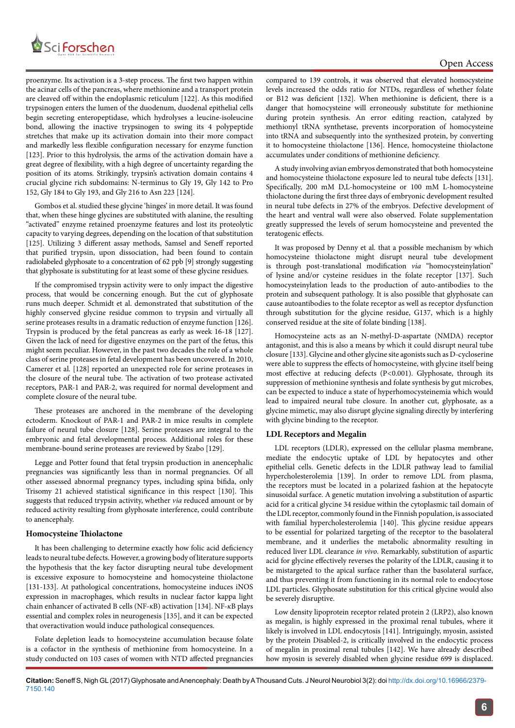proenzyme. Its activation is a 3-step process. The first two happen within the acinar cells of the pancreas, where methionine and a transport protein are cleaved off within the endoplasmic reticulum [122]. As this modified trypsinogen enters the lumen of the duodenum, duodenal epithelial cells begin secreting enteropeptidase, which hydrolyses a leucine-isoleucine bond, allowing the inactive trypsinogen to swing its 4 polypeptide stretches that make up its activation domain into their more compact and markedly less flexible configuration necessary for enzyme function [123]. Prior to this hydrolysis, the arms of the activation domain have a great degree of flexibility, with a high degree of uncertainty regarding the position of its atoms. Strikingly, trypsin's activation domain contains 4 crucial glycine rich subdomains: N-terminus to Gly 19, Gly 142 to Pro 152, Gly 184 to Gly 193, and Gly 216 to Asn 223 [124].

Gombos et al. studied these glycine 'hinges' in more detail. It was found that, when these hinge glycines are substituted with alanine, the resulting "activated" enzyme retained proenzyme features and lost its proteolytic capacity to varying degrees, depending on the location of that substitution [125]. Utilizing 3 different assay methods, Samsel and Seneff reported that purified trypsin, upon dissociation, had been found to contain radiolabeled glyphosate to a concentration of 62 ppb [9] strongly suggesting that glyphosate is substituting for at least some of these glycine residues.

If the compromised trypsin activity were to only impact the digestive process, that would be concerning enough. But the cut of glyphosate runs much deeper. Schmidt et al. demonstrated that substitution of the highly conserved glycine residue common to trypsin and virtually all serine proteases results in a dramatic reduction of enzyme function [126]. Trypsin is produced by the fetal pancreas as early as week 16-18 [127]. Given the lack of need for digestive enzymes on the part of the fetus, this might seem peculiar. However, in the past two decades the role of a whole class of serine proteases in fetal development has been uncovered. In 2010, Camerer et al. [128] reported an unexpected role for serine proteases in the closure of the neural tube. The activation of two protease activated receptors, PAR-1 and PAR-2, was required for normal development and complete closure of the neural tube.

These proteases are anchored in the membrane of the developing ectoderm. Knockout of PAR-1 and PAR-2 in mice results in complete failure of neural tube closure [128]. Serine proteases are integral to the embryonic and fetal developmental process. Additional roles for these membrane-bound serine proteases are reviewed by Szabo [129].

Legge and Potter found that fetal trypsin production in anencephalic pregnancies was significantly less than in normal pregnancies. Of all other assessed abnormal pregnancy types, including spina bifida, only Trisomy 21 achieved statistical significance in this respect [130]. This suggests that reduced trypsin activity, whether *via* reduced amount or by reduced activity resulting from glyphosate interference, could contribute to anencephaly.

### Homocysteine Thiolactone

It has been challenging to determine exactly how folic acid deficiency leads to neural tube defects. However, a growing body of literature supports the hypothesis that the key factor disrupting neural tube development is excessive exposure to homocysteine and homocysteine thiolactone [131-133]. At pathological concentrations, homocysteine induces iNOS expression in macrophages, which results in nuclear factor kappa light chain enhancer of activated B cells (NF-$\kappa$B) activation [134]. NF-$\kappa$B plays essential and complex roles in neurogenesis [135], and it can be expected that overactivation would induce pathological consequences.

Folate depletion leads to homocysteine accumulation because folate is a cofactor in the synthesis of methionine from homocysteine. In a study conducted on 103 cases of women with NTD affected pregnancies compared to 139 controls, it was observed that elevated homocysteine levels increased the odds ratio for NTDs, regardless of whether folate or B12 was deficient [132]. When methionine is deficient, there is a danger that homocysteine will erroneously substitute for methionine during protein synthesis. An error editing reaction, catalyzed by methionyl tRNA synthetase, prevents incorporation of homocysteine into tRNA and subsequently into the synthesized protein, by converting it to homocysteine thiolactone [136]. Hence, homocysteine thiolactone accumulates under conditions of methionine deficiency.

A study involving avian embryos demonstrated that both homocysteine and homocysteine thiolactone exposure led to neural tube defects [131]. Specifically, 200 mM D,L-homocysteine or 100 mM L-homocysteine thiolactone during the first three days of embryonic development resulted in neural tube defects in 27% of the embryos. Defective development of the heart and ventral wall were also observed. Folate supplementation greatly suppressed the levels of serum homocysteine and prevented the teratogenic effects.

It was proposed by Denny et al. that a possible mechanism by which homocysteine thiolactone might disrupt neural tube development is through post-translational modification *via* "homocysteinylation" of lysine and/or cysteine residues in the folate receptor [137]. Such homocysteinylation leads to the production of auto-antibodies to the protein and subsequent pathology. It is also possible that glyphosate can cause autoantibodies to the folate receptor as well as receptor dysfunction through substitution for the glycine residue, G137, which is a highly conserved residue at the site of folate binding [138].

Homocysteine acts as an N-methyl-D-aspartate (NMDA) receptor antagonist, and this is also a means by which it could disrupt neural tube closure [133]. Glycine and other glycine site agonists such as D-cycloserine were able to suppress the effects of homocysteine, with glycine itself being most effective at reducing defects ($P<0.001$). Glyphosate, through its suppression of methionine synthesis and folate synthesis by gut microbes, can be expected to induce a state of hyperhomocysteinemia which would lead to impaired neural tube closure. In another cut, glyphosate, as a glycine mimetic, may also disrupt glycine signaling directly by interfering with glycine binding to the receptor.

### LDL Receptors and Megalin

LDL receptors (LDLR), expressed on the cellular plasma membrane, mediate the endocytic uptake of LDL by hepatocytes and other epithelial cells. Genetic defects in the LDLR pathway lead to familial hypercholesterolemia [139]. In order to remove LDL from plasma, the receptors must be located in a polarized fashion at the hepatocyte sinusoidal surface. A genetic mutation involving a substitution of aspartic acid for a critical glycine 34 residue within the cytoplasmic tail domain of the LDL receptor, commonly found in the Finnish population, is associated with familial hypercholesterolemia [140]. This glycine residue appears to be essential for polarized targeting of the receptor to the basolateral membrane, and it underlies the metabolic abnormality resulting in reduced liver LDL clearance *in vivo*. Remarkably, substitution of aspartic acid for glycine effectively reverses the polarity of the LDLR, causing it to be mistargeted to the apical surface rather than the basolateral surface, and thus preventing it from functioning in its normal role to endocytose LDL particles. Glyphosate substitution for this critical glycine would also be severely disruptive.

Low density lipoprotein receptor related protein 2 (LRP2), also known as megalin, is highly expressed in the proximal renal tubules, where it likely is involved in LDL endocytosis [141]. Intriguingly, myosin, assisted by the protein Disabled-2, is critically involved in the endocytic process of megalin in proximal renal tubules [142]. We have already described how myosin is severely disabled when glycine residue 699 is displaced.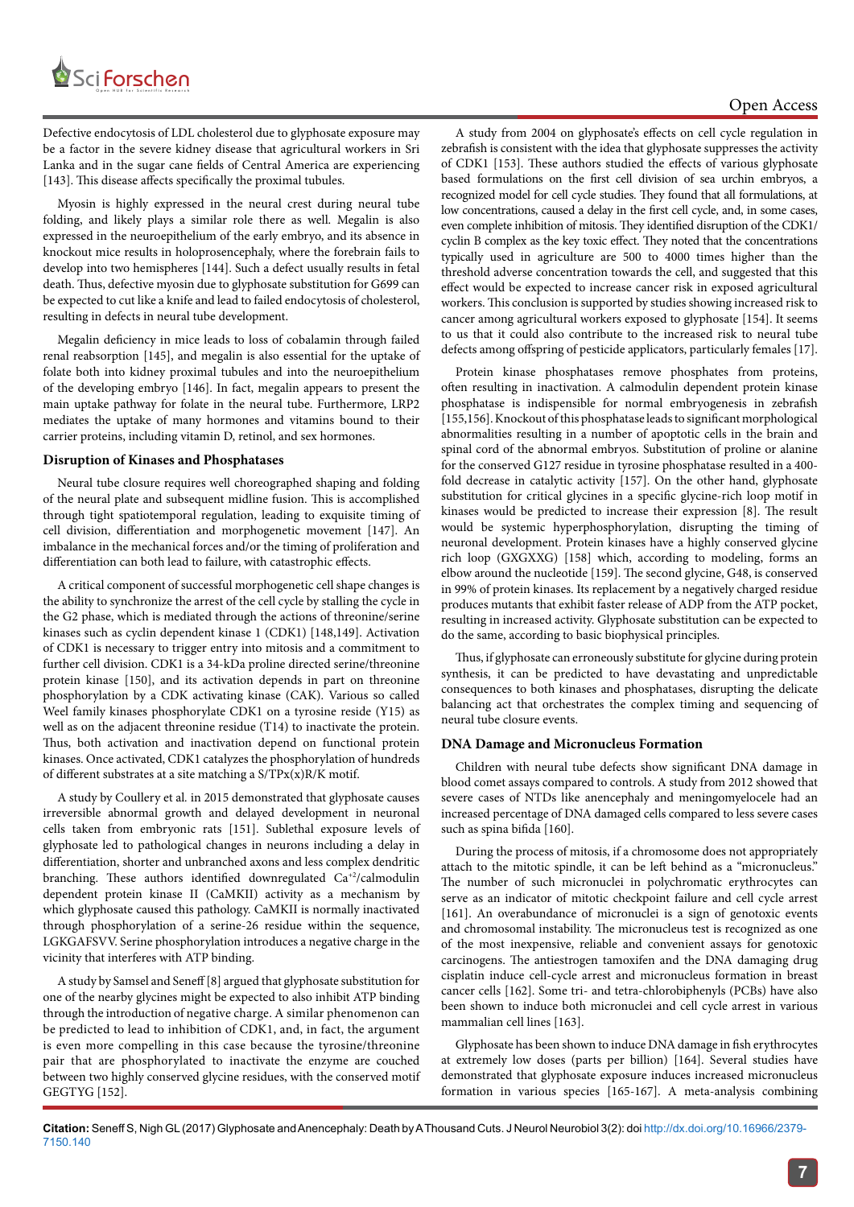Defective endocytosis of LDL cholesterol due to glyphosate exposure may be a factor in the severe kidney disease that agricultural workers in Sri Lanka and in the sugar cane fields of Central America are experiencing [143]. This disease affects specifically the proximal tubules.

Myosin is highly expressed in the neural crest during neural tube folding, and likely plays a similar role there as well. Megalin is also expressed in the neuroepithelium of the early embryo, and its absence in knockout mice results in holoprosencephaly, where the forebrain fails to develop into two hemispheres [144]. Such a defect usually results in fetal death. Thus, defective myosin due to glyphosate substitution for G699 can be expected to cut like a knife and lead to failed endocytosis of cholesterol, resulting in defects in neural tube development.

Megalin deficiency in mice leads to loss of cobalamin through failed renal reabsorption [145], and megalin is also essential for the uptake of folate both into kidney proximal tubules and into the neuroepithelium of the developing embryo [146]. In fact, megalin appears to present the main uptake pathway for folate in the neural tube. Furthermore, LRP2 mediates the uptake of many hormones and vitamins bound to their carrier proteins, including vitamin D, retinol, and sex hormones.

### Disruption of Kinases and Phosphatases

Neural tube closure requires well choreographed shaping and folding of the neural plate and subsequent midline fusion. This is accomplished through tight spatiotemporal regulation, leading to exquisite timing of cell division, differentiation and morphogenetic movement [147]. An imbalance in the mechanical forces and/or the timing of proliferation and differentiation can both lead to failure, with catastrophic effects.

A critical component of successful morphogenetic cell shape changes is the ability to synchronize the arrest of the cell cycle by stalling the cycle in the G2 phase, which is mediated through the actions of threonine/serine kinases such as cyclin dependent kinase 1 (CDK1) [148,149]. Activation of CDK1 is necessary to trigger entry into mitosis and a commitment to further cell division. CDK1 is a 34-kDa proline directed serine/threonine protein kinase [150], and its activation depends in part on threonine phosphorylation by a CDK activating kinase (CAK). Various so called Weel family kinases phosphorylate CDK1 on a tyrosine reside (Y15) as well as on the adjacent threonine residue (T14) to inactivate the protein. Thus, both activation and inactivation depend on functional protein kinases. Once activated, CDK1 catalyzes the phosphorylation of hundreds of different substrates at a site matching a S/TPx(x)R/K motif.

A study by Coullery et al. in 2015 demonstrated that glyphosate causes irreversible abnormal growth and delayed development in neuronal cells taken from embryonic rats [151]. Sublethal exposure levels of glyphosate led to pathological changes in neurons including a delay in differentiation, shorter and unbranched axons and less complex dendritic branching. These authors identified downregulated $Ca^{+2}$/calmodulin dependent protein kinase II (CaMKII) activity as a mechanism by which glyphosate caused this pathology. CaMKII is normally inactivated through phosphorylation of a serine-26 residue within the sequence, LGKGAFSVV. Serine phosphorylation introduces a negative charge in the vicinity that interferes with ATP binding.

A study by Samsel and Seneff [8] argued that glyphosate substitution for one of the nearby glycines might be expected to also inhibit ATP binding through the introduction of negative charge. A similar phenomenon can be predicted to lead to inhibition of CDK1, and, in fact, the argument is even more compelling in this case because the tyrosine/threonine pair that are phosphorylated to inactivate the enzyme are couched between two highly conserved glycine residues, with the conserved motif GEGTYG [152].

A study from 2004 on glyphosate's effects on cell cycle regulation in zebrafish is consistent with the idea that glyphosate suppresses the activity of CDK1 [153]. These authors studied the effects of various glyphosate based formulations on the first cell division of sea urchin embryos, a recognized model for cell cycle studies. They found that all formulations, at low concentrations, caused a delay in the first cell cycle, and, in some cases, even complete inhibition of mitosis. They identified disruption of the CDK1/cyclin B complex as the key toxic effect. They noted that the concentrations typically used in agriculture are 500 to 4000 times higher than the threshold adverse concentration towards the cell, and suggested that this effect would be expected to increase cancer risk in exposed agricultural workers. This conclusion is supported by studies showing increased risk to cancer among agricultural workers exposed to glyphosate [154]. It seems to us that it could also contribute to the increased risk to neural tube defects among offspring of pesticide applicators, particularly females [17].

Protein kinase phosphatases remove phosphates from proteins, often resulting in inactivation. A calmodulin dependent protein kinase phosphatase is indispensible for normal embryogenesis in zebrafish [155,156]. Knockout of this phosphatase leads to significant morphological abnormalities resulting in a number of apoptotic cells in the brain and spinal cord of the abnormal embryos. Substitution of proline or alanine for the conserved G127 residue in tyrosine phosphatase resulted in a 400-fold decrease in catalytic activity [157]. On the other hand, glyphosate substitution for critical glycines in a specific glycine-rich loop motif in kinases would be predicted to increase their expression [8]. The result would be systemic hyperphosphorylation, disrupting the timing of neuronal development. Protein kinases have a highly conserved glycine rich loop (GXGXXG) [158] which, according to modeling, forms an elbow around the nucleotide [159]. The second glycine, G48, is conserved in 99% of protein kinases. Its replacement by a negatively charged residue produces mutants that exhibit faster release of ADP from the ATP pocket, resulting in increased activity. Glyphosate substitution can be expected to do the same, according to basic biophysical principles.

Thus, if glyphosate can erroneously substitute for glycine during protein synthesis, it can be predicted to have devastating and unpredictable consequences to both kinases and phosphatases, disrupting the delicate balancing act that orchestrates the complex timing and sequencing of neural tube closure events.

### DNA Damage and Micronucleus Formation

Children with neural tube defects show significant DNA damage in blood comet assays compared to controls. A study from 2012 showed that severe cases of NTDs like anencephaly and meningomyelocele had an increased percentage of DNA damaged cells compared to less severe cases such as spina bifida [160].

During the process of mitosis, if a chromosome does not appropriately attach to the mitotic spindle, it can be left behind as a "micronucleus." The number of such micronuclei in polychromatic erythrocytes can serve as an indicator of mitotic checkpoint failure and cell cycle arrest [161]. An overabundance of micronuclei is a sign of genotoxic events and chromosomal instability. The micronucleus test is recognized as one of the most inexpensive, reliable and convenient assays for genotoxic carcinogens. The antiestrogen tamoxifen and the DNA damaging drug cisplatin induce cell-cycle arrest and micronucleus formation in breast cancer cells [162]. Some tri- and tetra-chlorobiphenyls (PCBs) have also been shown to induce both micronuclei and cell cycle arrest in various mammalian cell lines [163].

Glyphosate has been shown to induce DNA damage in fish erythrocytes at extremely low doses (parts per billion) [164]. Several studies have demonstrated that glyphosate exposure induces increased micronucleus formation in various species [165-167]. A meta-analysis combining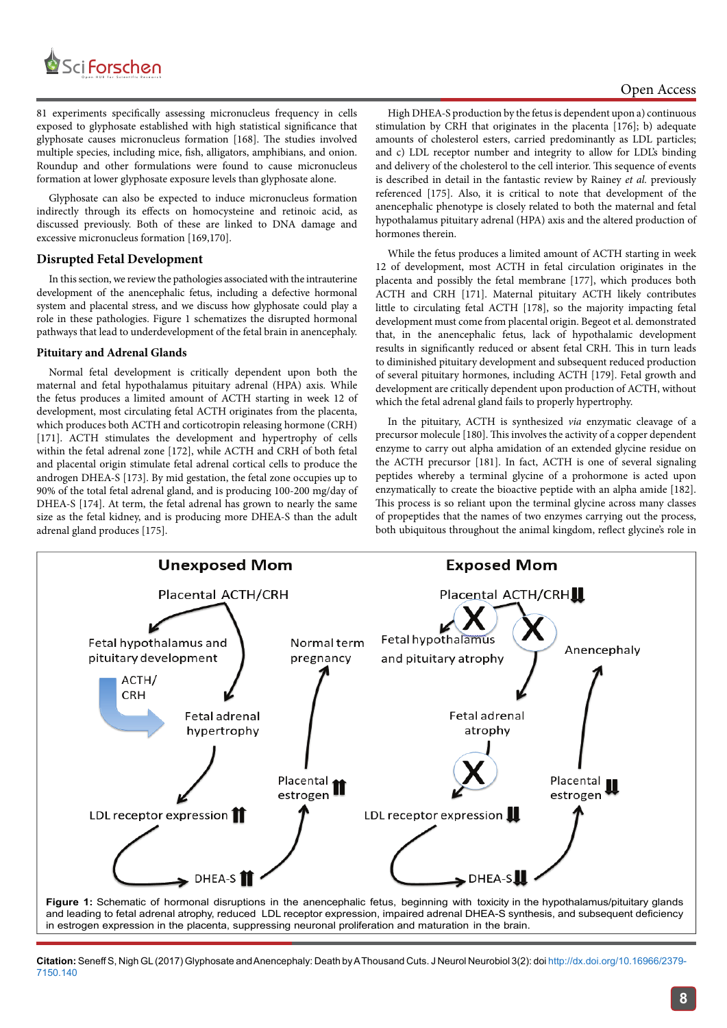81 experiments specifically assessing micronucleus frequency in cells exposed to glyphosate established with high statistical significance that glyphosate causes micronucleus formation [168]. The studies involved multiple species, including mice, fish, alligators, amphibians, and onion. Roundup and other formulations were found to cause micronucleus formation at lower glyphosate exposure levels than glyphosate alone.

Glyphosate can also be expected to induce micronucleus formation indirectly through its effects on homocysteine and retinoic acid, as discussed previously. Both of these are linked to DNA damage and excessive micronucleus formation [169,170].

## Disrupted Fetal Development

In this section, we review the pathologies associated with the intrauterine development of the anencephalic fetus, including a defective hormonal system and placental stress, and we discuss how glyphosate could play a role in these pathologies. Figure 1 schematizes the disrupted hormonal pathways that lead to underdevelopment of the fetal brain in anencephaly.

### Pituitary and Adrenal Glands

Normal fetal development is critically dependent upon both the maternal and fetal hypothalamus pituitary adrenal (HPA) axis. While the fetus produces a limited amount of ACTH starting in week 12 of development, most circulating fetal ACTH originates from the placenta, which produces both ACTH and corticotropin releasing hormone (CRH) [171]. ACTH stimulates the development and hypertrophy of cells within the fetal adrenal zone [172], while ACTH and CRH of both fetal and placental origin stimulate fetal adrenal cortical cells to produce the androgen DHEA-S [173]. By mid gestation, the fetal zone occupies up to 90% of the total fetal adrenal gland, and is producing 100-200 mg/day of DHEA-S [174]. At term, the fetal adrenal has grown to nearly the same size as the fetal kidney, and is producing more DHEA-S than the adult adrenal gland produces [175].

High DHEA-S production by the fetus is dependent upon a) continuous stimulation by CRH that originates in the placenta [176]; b) adequate amounts of cholesterol esters, carried predominantly as LDL particles; and c) LDL receptor number and integrity to allow for LDL's binding and delivery of the cholesterol to the cell interior. This sequence of events is described in detail in the fantastic review by Rainey *et al.* previously referenced [175]. Also, it is critical to note that development of the anencephalic phenotype is closely related to both the maternal and fetal hypothalamus pituitary adrenal (HPA) axis and the altered production of hormones therein.

While the fetus produces a limited amount of ACTH starting in week 12 of development, most ACTH in fetal circulation originates in the placenta and possibly the fetal membrane [177], which produces both ACTH and CRH [171]. Maternal pituitary ACTH likely contributes little to circulating fetal ACTH [178], so the majority impacting fetal development must come from placental origin. Begeot et al. demonstrated that, in the anencephalic fetus, lack of hypothalamic development results in significantly reduced or absent fetal CRH. This in turn leads to diminished pituitary development and subsequent reduced production of several pituitary hormones, including ACTH [179]. Fetal growth and development are critically dependent upon production of ACTH, without which the fetal adrenal gland fails to properly hypertrophy.

In the pituitary, ACTH is synthesized *via* enzymatic cleavage of a precursor molecule [180]. This involves the activity of a copper dependent enzyme to carry out alpha amidation of an extended glycine residue on the ACTH precursor [181]. In fact, ACTH is one of several signaling peptides whereby a terminal glycine of a prohormone is acted upon enzymatically to create the bioactive peptide with an alpha amide [182]. This process is so reliant upon the terminal glycine across many classes of propeptides that the names of two enzymes carrying out the process, both ubiquitous throughout the animal kingdom, reflect glycine's role in

**Figure 1:** Schematic of hormonal disruptions in the anencephalic fetus, beginning with toxicity in the hypothalamus/pituitary glands and leading to fetal adrenal atrophy, reduced LDL receptor expression, impaired adrenal DHEA-S synthesis, and subsequent deficiency in estrogen expression in the placenta, suppressing neuronal proliferation and maturation in the brain.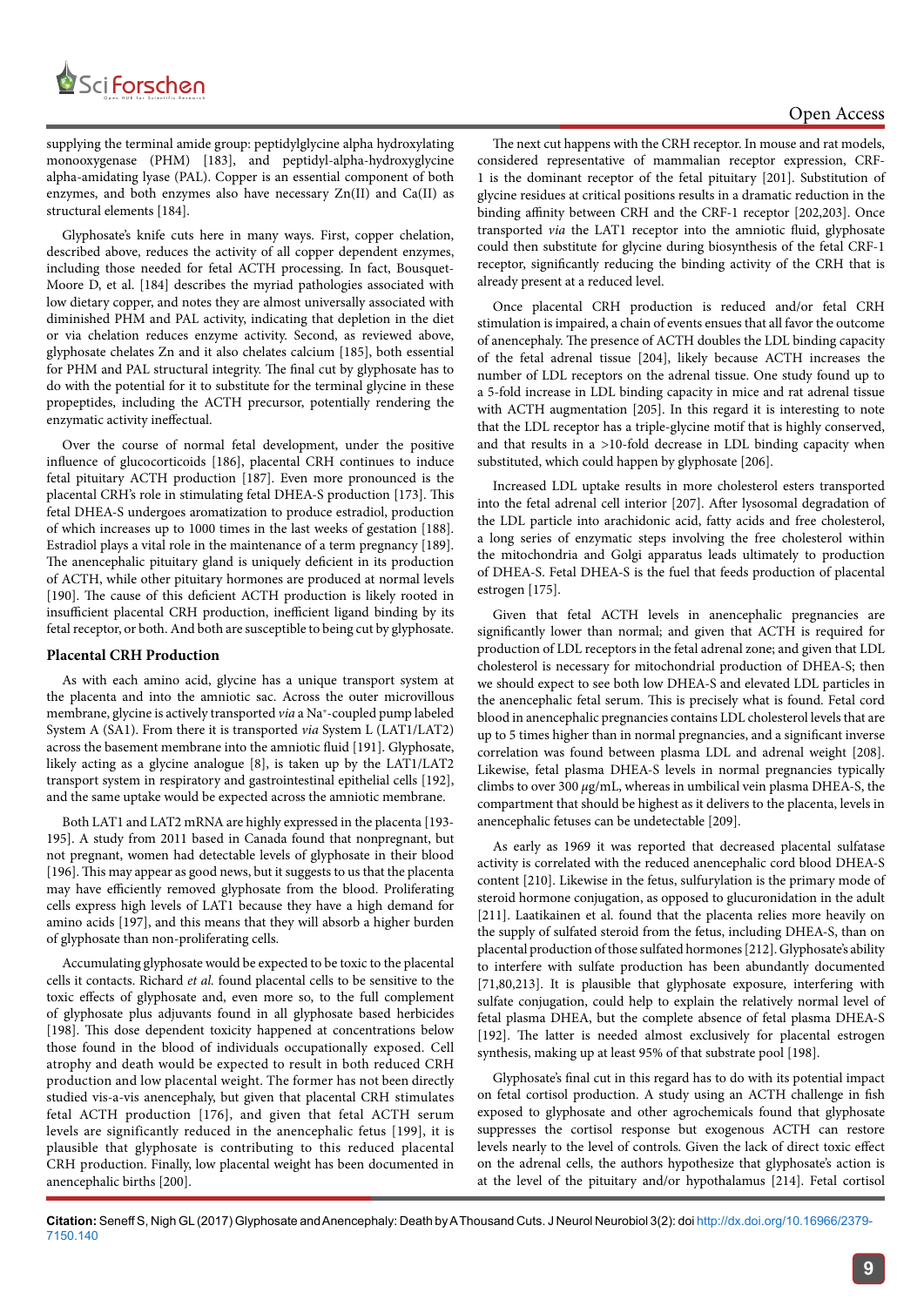supplying the terminal amide group: peptidylglycine alpha hydroxylating monooxygenase (PHM) [183], and peptidyl-alpha-hydroxyglycine alpha-amidating lyase (PAL). Copper is an essential component of both enzymes, and both enzymes also have necessary Zn(II) and Ca(II) as structural elements [184].

Glyphosate's knife cuts here in many ways. First, copper chelation, described above, reduces the activity of all copper dependent enzymes, including those needed for fetal ACTH processing. In fact, Bousquet-Moore D, et al. [184] describes the myriad pathologies associated with low dietary copper, and notes they are almost universally associated with diminished PHM and PAL activity, indicating that depletion in the diet or via chelation reduces enzyme activity. Second, as reviewed above, glyphosate chelates Zn and it also chelates calcium [185], both essential for PHM and PAL structural integrity. The final cut by glyphosate has to do with the potential for it to substitute for the terminal glycine in these propeptides, including the ACTH precursor, potentially rendering the enzymatic activity ineffectual.

Over the course of normal fetal development, under the positive influence of glucocorticoids [186], placental CRH continues to induce fetal pituitary ACTH production [187]. Even more pronounced is the placental CRH's role in stimulating fetal DHEA-S production [173]. This fetal DHEA-S undergoes aromatization to produce estradiol, production of which increases up to 1000 times in the last weeks of gestation [188]. Estradiol plays a vital role in the maintenance of a term pregnancy [189]. The anencephalic pituitary gland is uniquely deficient in its production of ACTH, while other pituitary hormones are produced at normal levels [190]. The cause of this deficient ACTH production is likely rooted in insufficient placental CRH production, inefficient ligand binding by its fetal receptor, or both. And both are susceptible to being cut by glyphosate.

### Placental CRH Production

As with each amino acid, glycine has a unique transport system at the placenta and into the amniotic sac. Across the outer microvillous membrane, glycine is actively transported *via* a $Na^+$-coupled pump labeled System A (SA1). From there it is transported *via* System L (LAT1/LAT2) across the basement membrane into the amniotic fluid [191]. Glyphosate, likely acting as a glycine analogue [8], is taken up by the LAT1/LAT2 transport system in respiratory and gastrointestinal epithelial cells [192], and the same uptake would be expected across the amniotic membrane.

Both LAT1 and LAT2 mRNA are highly expressed in the placenta [193-195]. A study from 2011 based in Canada found that nonpregnant, but not pregnant, women had detectable levels of glyphosate in their blood [196]. This may appear as good news, but it suggests to us that the placenta may have efficiently removed glyphosate from the blood. Proliferating cells express high levels of LAT1 because they have a high demand for amino acids [197], and this means that they will absorb a higher burden of glyphosate than non-proliferating cells.

Accumulating glyphosate would be expected to be toxic to the placental cells it contacts. Richard *et al.* found placental cells to be sensitive to the toxic effects of glyphosate and, even more so, to the full complement of glyphosate plus adjuvants found in all glyphosate based herbicides [198]. This dose dependent toxicity happened at concentrations below those found in the blood of individuals occupationally exposed. Cell atrophy and death would be expected to result in both reduced CRH production and low placental weight. The former has not been directly studied vis-a-vis anencephaly, but given that placental CRH stimulates fetal ACTH production [176], and given that fetal ACTH serum levels are significantly reduced in the anencephalic fetus [199], it is plausible that glyphosate is contributing to this reduced placental CRH production. Finally, low placental weight has been documented in anencephalic births [200].

The next cut happens with the CRH receptor. In mouse and rat models, considered representative of mammalian receptor expression, CRF-1 is the dominant receptor of the fetal pituitary [201]. Substitution of glycine residues at critical positions results in a dramatic reduction in the binding affinity between CRH and the CRF-1 receptor [202,203]. Once transported *via* the LAT1 receptor into the amniotic fluid, glyphosate could then substitute for glycine during biosynthesis of the fetal CRF-1 receptor, significantly reducing the binding activity of the CRH that is already present at a reduced level.

Once placental CRH production is reduced and/or fetal CRH stimulation is impaired, a chain of events ensues that all favor the outcome of anencephaly. The presence of ACTH doubles the LDL binding capacity of the fetal adrenal tissue [204], likely because ACTH increases the number of LDL receptors on the adrenal tissue. One study found up to a 5-fold increase in LDL binding capacity in mice and rat adrenal tissue with ACTH augmentation [205]. In this regard it is interesting to note that the LDL receptor has a triple-glycine motif that is highly conserved, and that results in a >10-fold decrease in LDL binding capacity when substituted, which could happen by glyphosate [206].

Increased LDL uptake results in more cholesterol esters transported into the fetal adrenal cell interior [207]. After lysosomal degradation of the LDL particle into arachidonic acid, fatty acids and free cholesterol, a long series of enzymatic steps involving the free cholesterol within the mitochondria and Golgi apparatus leads ultimately to production of DHEA-S. Fetal DHEA-S is the fuel that feeds production of placental estrogen [175].

Given that fetal ACTH levels in anencephalic pregnancies are significantly lower than normal; and given that ACTH is required for production of LDL receptors in the fetal adrenal zone; and given that LDL cholesterol is necessary for mitochondrial production of DHEA-S; then we should expect to see both low DHEA-S and elevated LDL particles in the anencephalic fetal serum. This is precisely what is found. Fetal cord blood in anencephalic pregnancies contains LDL cholesterol levels that are up to 5 times higher than in normal pregnancies, and a significant inverse correlation was found between plasma LDL and adrenal weight [208]. Likewise, fetal plasma DHEA-S levels in normal pregnancies typically climbs to over 300 $\mu$g/mL, whereas in umbilical vein plasma DHEA-S, the compartment that should be highest as it delivers to the placenta, levels in anencephalic fetuses can be undetectable [209].

As early as 1969 it was reported that decreased placental sulfatase activity is correlated with the reduced anencephalic cord blood DHEA-S content [210]. Likewise in the fetus, sulfurylation is the primary mode of steroid hormone conjugation, as opposed to glucuronidation in the adult [211]. Laatikainen et al. found that the placenta relies more heavily on the supply of sulfated steroid from the fetus, including DHEA-S, than on placental production of those sulfated hormones [212]. Glyphosate's ability to interfere with sulfate production has been abundantly documented [71,80,213]. It is plausible that glyphosate exposure, interfering with sulfate conjugation, could help to explain the relatively normal level of fetal plasma DHEA, but the complete absence of fetal plasma DHEA-S [192]. The latter is needed almost exclusively for placental estrogen synthesis, making up at least 95% of that substrate pool [198].

Glyphosate's final cut in this regard has to do with its potential impact on fetal cortisol production. A study using an ACTH challenge in fish exposed to glyphosate and other agrochemicals found that glyphosate suppresses the cortisol response but exogenous ACTH can restore levels nearly to the level of controls. Given the lack of direct toxic effect on the adrenal cells, the authors hypothesize that glyphosate's action is at the level of the pituitary and/or hypothalamus [214]. Fetal cortisol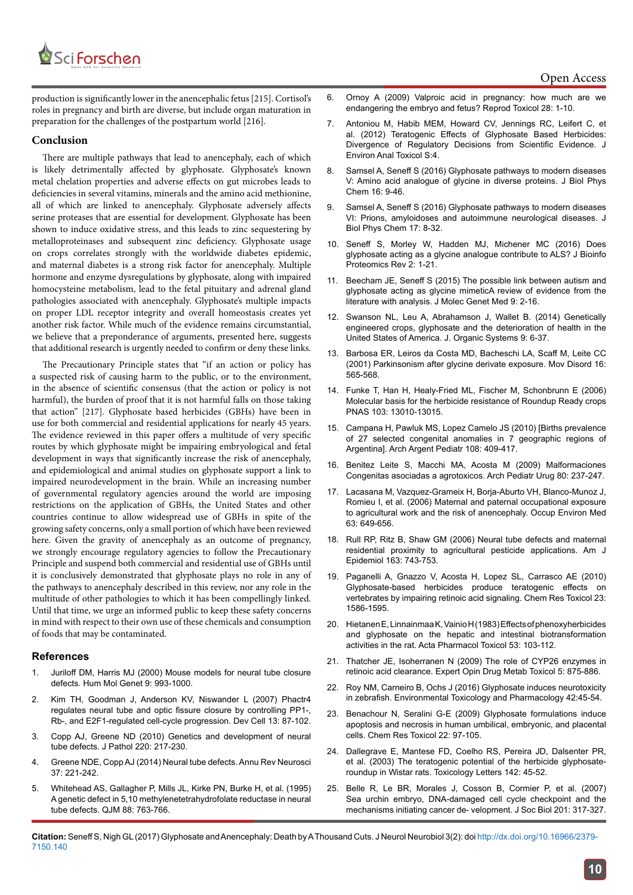production is significantly lower in the anencephalic fetus [215]. Cortisol's roles in pregnancy and birth are diverse, but include organ maturation in preparation for the challenges of the postpartum world [216].

## Conclusion

There are multiple pathways that lead to anencephaly, each of which is likely detrimentally affected by glyphosate. Glyphosate's known metal chelation properties and adverse effects on gut microbes leads to deficiencies in several vitamins, minerals and the amino acid methionine, all of which are linked to anencephaly. Glyphosate adversely affects serine proteases that are essential for development. Glyphosate has been shown to induce oxidative stress, and this leads to zinc sequestering by metalloproteinases and subsequent zinc deficiency. Glyphosate usage on crops correlates strongly with the worldwide diabetes epidemic, and maternal diabetes is a strong risk factor for anencephaly. Multiple hormone and enzyme dysregulations by glyphosate, along with impaired homocysteine metabolism, lead to the fetal pituitary and adrenal gland pathologies associated with anencephaly. Glyphosate's multiple impacts on proper LDL receptor integrity and overall homeostasis creates yet another risk factor. While much of the evidence remains circumstantial, we believe that a preponderance of arguments, presented here, suggests that additional research is urgently needed to confirm or deny these links.

The Precautionary Principle states that "if an action or policy has a suspected risk of causing harm to the public, or to the environment, in the absence of scientific consensus (that the action or policy is not harmful), the burden of proof that it is not harmful falls on those taking that action" [217]. Glyphosate based herbicides (GBHs) have been in use for both commercial and residential applications for nearly 45 years. The evidence reviewed in this paper offers a multitude of very specific routes by which glyphosate might be impairing embryological and fetal development in ways that significantly increase the risk of anencephaly, and epidemiological and animal studies on glyphosate support a link to impaired neurodevelopment in the brain. While an increasing number of governmental regulatory agencies around the world are imposing restrictions on the application of GBHs, the United States and other countries continue to allow widespread use of GBHs in spite of the growing safety concerns, only a small portion of which have been reviewed here. Given the gravity of anencephaly as an outcome of pregnancy, we strongly encourage regulatory agencies to follow the Precautionary Principle and suspend both commercial and residential use of GBHs until it is conclusively demonstrated that glyphosate plays no role in any of the pathways to anencephaly described in this review, nor any role in the multitude of other pathologies to which it has been compellingly linked. Until that time, we urge an informed public to keep these safety concerns in mind with respect to their own use of these chemicals and consumption of foods that may be contaminated.

## References

1. Juriloff DM, Harris MJ (2000) Mouse models for neural tube closure defects. Hum Mol Genet 9: 993-1000.
2. Kim TH, Goodman J, Anderson KV, Niswander L (2007) Phactr4 regulates neural tube and optic fissure closure by controlling PP1-, Rb-, and E2F1-regulated cell-cycle progression. Dev Cell 13: 87-102.
3. Copp AJ, Greene ND (2010) Genetics and development of neural tube defects. J Pathol 220: 217-230.
4. Greene NDE, Copp AJ (2014) Neural tube defects. Annu Rev Neurosci 37: 221-242.
5. Whitehead AS, Gallagher P, Mills JL, Kirke PN, Burke H, et al. (1995) A genetic defect in 5,10 methylenetetrahydrofolate reductase in neural tube defects. QJM 88: 763-766.
6. Ornoy A (2009) Valproic acid in pregnancy: how much are we endangering the embryo and fetus? Reprod Toxicol 28: 1-10.
7. Antoniou M, Habib MEM, Howard CV, Jennings RC, Leifert C, et al. (2012) Teratogenic Effects of Glyphosate Based Herbicides: Divergence of Regulatory Decisions from Scientific Evidence. J Environ Anal Toxicol S:4.
8. Samsel A, Seneff S (2016) Glyphosate pathways to modern diseases V: Amino acid analogue of glycine in diverse proteins. J Biol Phys Chem 16: 9-46.
9. Samsel A, Seneff S (2016) Glyphosate pathways to modern diseases VI: Prions, amyloidoses and autoimmune neurological diseases. J Biol Phys Chem 17: 8-32.
10. Seneff S, Morley W, Hadden MJ, Michener MC (2016) Does glyphosate acting as a glycine analogue contribute to ALS? J Bioinfo Proteomics Rev 2: 1-21.
11. Beecham JE, Seneff S (2015) The possible link between autism and glyphosate acting as glycine mimeticA review of evidence from the literature with analysis. J Molec Genet Med 9: 2-16.
12. Swanson NL, Leu A, Abrahamson J, Wallet B. (2014) Genetically engineered crops, glyphosate and the deterioration of health in the United States of America. J. Organic Systems 9: 6-37.
13. Barbosa ER, Leiros da Costa MD, Bacheschi LA, Scaff M, Leite CC (2001) Parkinsonism after glycine derivate exposure. Mov Disord 16: 565-568.
14. Funke T, Han H, Healy-Fried ML, Fischer M, Schonbrunn E (2006) Molecular basis for the herbicide resistance of Roundup Ready crops PNAS 103: 13010-13015.
15. Campana H, Pawluk MS, Lopez Camelo JS (2010) [Births prevalence of 27 selected congenital anomalies in 7 geographic regions of Argentina]. Arch Argent Pediatr 108: 409-417.
16. Benitez Leite S, Macchi MA, Acosta M (2009) Malformaciones Congenitas asociadas a agrotoxicos. Arch Pediatr Urug 80: 237-247.
17. Lacasana M, Vazquez-Grameix H, Borja-Aburto VH, Blanco-Munoz J, Romieu I, et al. (2006) Maternal and paternal occupational exposure to agricultural work and the risk of anencephaly. Occup Environ Med 63: 649-656.
18. Rull RP, Ritz B, Shaw GM (2006) Neural tube defects and maternal residential proximity to agricultural pesticide applications. Am J Epidemiol 163: 743-753.
19. Paganelli A, Gnazzo V, Acosta H, Lopez SL, Carrasco AE (2010) Glyphosate-based herbicides produce teratogenic effects on vertebrates by impairing retinoic acid signaling. Chem Res Toxicol 23: 1586-1595.
20. Hietanen E, Linnainmaa K, Vainio H (1983) Effects of phenoxyherbicides and glyphosate on the hepatic and intestinal biotransformation activities in the rat. Acta Pharmacol Toxicol 53: 103-112.
21. Thatcher JE, Isoherranen N (2009) The role of CYP26 enzymes in retinoic acid clearance. Expert Opin Drug Metab Toxicol 5: 875-886.
22. Roy NM, Carneiro B, Ochs J (2016) Glyphosate induces neurotoxicity in zebrafish. Environmental Toxicology and Pharmacology 42:45-54.
23. Benachour N, Seralini G-E (2009) Glyphosate formulations induce apoptosis and necrosis in human umbilical, embryonic, and placental cells. Chem Res Toxicol 22: 97-105.
24. Dallegrave E, Mantese FD, Coelho RS, Pereira JD, Dalsenter PR, et al. (2003) The teratogenic potential of the herbicide glyphosate-roundup in Wistar rats. Toxicology Letters 142: 45-52.
25. Belle R, Le BR, Morales J, Cosson B, Cormier P, et al. (2007) Sea urchin embryo, DNA-damaged cell cycle checkpoint and the mechanisms initiating cancer de- velopment. J Soc Biol 201: 317-327.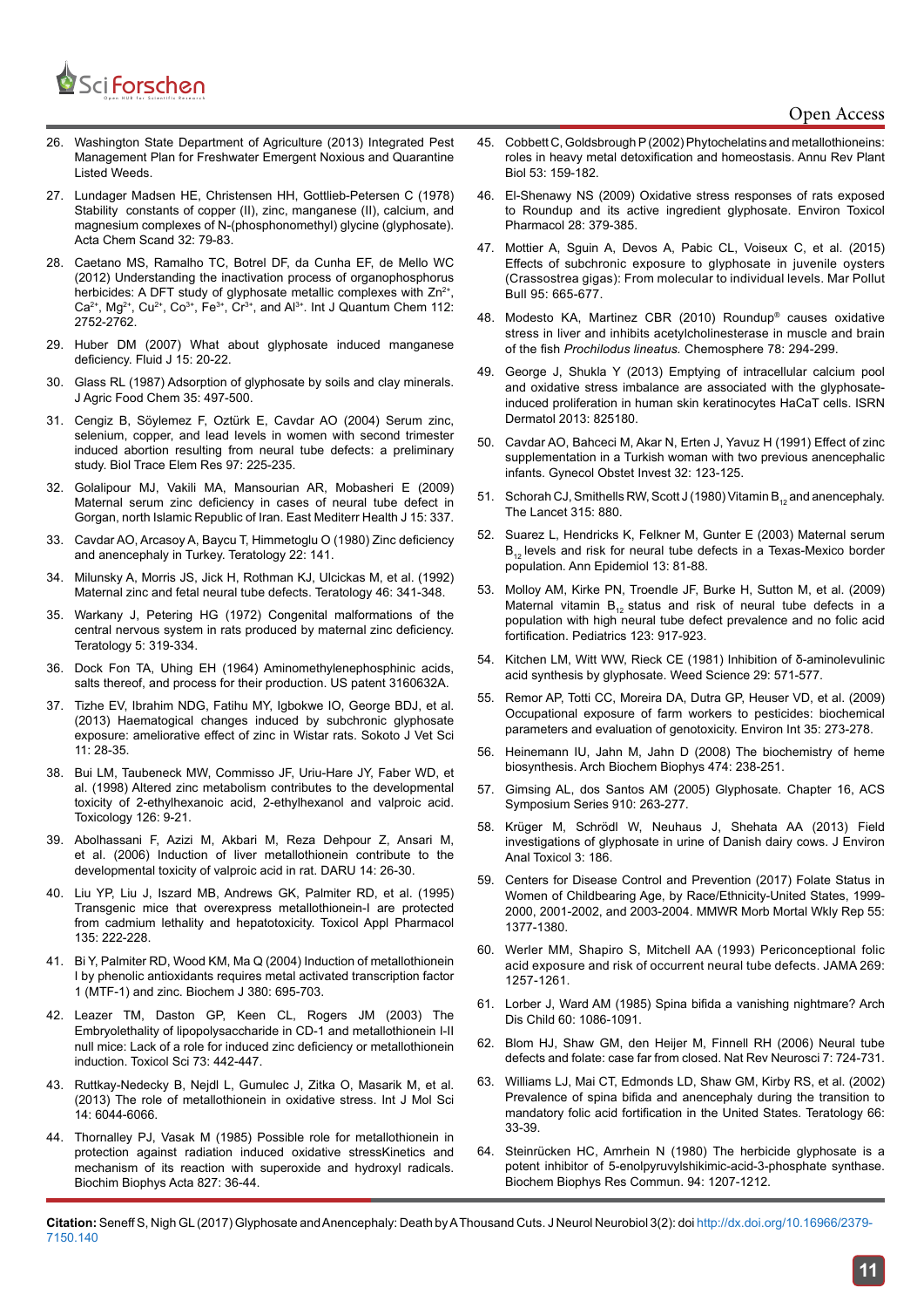26. Washington State Department of Agriculture (2013) Integrated Pest Management Plan for Freshwater Emergent Noxious and Quarantine Listed Weeds.
27. Lundager Madsen HE, Christensen HH, Gottlieb-Petersen C (1978) Stability constants of copper (II), zinc, manganese (II), calcium, and magnesium complexes of N-(phosphonomethyl) glycine (glyphosate). Acta Chem Scand 32: 79-83.
28. Caetano MS, Ramalho TC, Botrel DF, da Cunha EF, de Mello WC (2012) Understanding the inactivation process of organophosphorus herbicides: A DFT study of glyphosate metallic complexes with $Zn^{2+}$, $Ca^{2+}$, $Mg^{2+}$, $Cu^{2+}$, $Co^{3+}$, $Fe^{3+}$, $Cr^{3+}$, and $Al^{3+}$. Int J Quantum Chem 112: 2752-2762.
29. Huber DM (2007) What about glyphosate induced manganese deficiency. Fluid J 15: 20-22.
30. Glass RL (1987) Adsorption of glyphosate by soils and clay minerals. J Agric Food Chem 35: 497-500.
31. Cengiz B, Söylemez F, Oztürk E, Cavdar AO (2004) Serum zinc, selenium, copper, and lead levels in women with second trimester induced abortion resulting from neural tube defects: a preliminary study. Biol Trace Elem Res 97: 225-235.
32. Golalipour MJ, Vakili MA, Mansourian AR, Mobasheri E (2009) Maternal serum zinc deficiency in cases of neural tube defect in Gorgan, north Islamic Republic of Iran. East Mediterr Health J 15: 337.
33. Cavdar AO, Arcasoy A, Baycu T, Himmetoglu O (1980) Zinc deficiency and anencephaly in Turkey. Teratology 22: 141.
34. Milunsky A, Morris JS, Jick H, Rothman KJ, Ulcickas M, et al. (1992) Maternal zinc and fetal neural tube defects. Teratology 46: 341-348.
35. Warkany J, Petering HG (1972) Congenital malformations of the central nervous system in rats produced by maternal zinc deficiency. Teratology 5: 319-334.
36. Dock Fon TA, Uhing EH (1964) Aminomethylenephosphinic acids, salts thereof, and process for their production. US patent 3160632A.
37. Tizhe EV, Ibrahim NDG, Fatihu MY, Igbokwe IO, George BDJ, et al. (2013) Haematogical changes induced by subchronic glyphosate exposure: ameliorative effect of zinc in Wistar rats. Sokoto J Vet Sci 11: 28-35.
38. Bui LM, Taubeneck MW, Commisso JF, Uriu-Hare JY, Faber WD, et al. (1998) Altered zinc metabolism contributes to the developmental toxicity of 2-ethylhexanoic acid, 2-ethylhexanol and valproic acid. Toxicology 126: 9-21.
39. Abolhassani F, Azizi M, Akbari M, Reza Dehpour Z, Ansari M, et al. (2006) Induction of liver metallothionein contribute to the developmental toxicity of valproic acid in rat. DARU 14: 26-30.
40. Liu YP, Liu J, Iszard MB, Andrews GK, Palmiter RD, et al. (1995) Transgenic mice that overexpress metallothionein-I are protected from cadmium lethality and hepatotoxicity. Toxicol Appl Pharmacol 135: 222-228.
41. Bi Y, Palmiter RD, Wood KM, Ma Q (2004) Induction of metallothionein I by phenolic antioxidants requires metal activated transcription factor 1 (MTF-1) and zinc. Biochem J 380: 695-703.
42. Leazer TM, Daston GP, Keen CL, Rogers JM (2003) The Embryolethality of lipopolysaccharide in CD-1 and metallothionein I-II null mice: Lack of a role for induced zinc deficiency or metallothionein induction. Toxicol Sci 73: 442-447.
43. Ruttkay-Nedecky B, Nejdl L, Gumulec J, Zitka O, Masarik M, et al. (2013) The role of metallothionein in oxidative stress. Int J Mol Sci 14: 6044-6066.
44. Thornalley PJ, Vasak M (1985) Possible role for metallothionein in protection against radiation induced oxidative stressKinetics and mechanism of its reaction with superoxide and hydroxyl radicals. Biochim Biophys Acta 827: 36-44.
45. Cobbett C, Goldsbrough P (2002) Phytochelatins and metallothioneins: roles in heavy metal detoxification and homeostasis. Annu Rev Plant Biol 53: 159-182.
46. El-Shenawy NS (2009) Oxidative stress responses of rats exposed to Roundup and its active ingredient glyphosate. Environ Toxicol Pharmacol 28: 379-385.
47. Mottier A, Sguin A, Devos A, Pabic CL, Voiseux C, et al. (2015) Effects of subchronic exposure to glyphosate in juvenile oysters (Crassostrea gigas): From molecular to individual levels. Mar Pollut Bull 95: 665-677.
48. Modesto KA, Martinez CBR (2010) Roundup® causes oxidative stress in liver and inhibits acetylcholinesterase in muscle and brain of the fish *Prochilodus lineatus.* Chemosphere 78: 294-299.
49. George J, Shukla Y (2013) Emptying of intracellular calcium pool and oxidative stress imbalance are associated with the glyphosate-induced proliferation in human skin keratinocytes HaCaT cells. ISRN Dermatol 2013: 825180.
50. Cavdar AO, Bahceci M, Akar N, Erten J, Yavuz H (1991) Effect of zinc supplementation in a Turkish woman with two previous anencephalic infants. Gynecol Obstet Invest 32: 123-125.
51. Schorah CJ, Smithells RW, Scott J (1980) Vitamin $B_{12}$ and anencephaly. The Lancet 315: 880.
52. Suarez L, Hendricks K, Felkner M, Gunter E (2003) Maternal serum $B_{12}$ levels and risk for neural tube defects in a Texas-Mexico border population. Ann Epidemiol 13: 81-88.
53. Molloy AM, Kirke PN, Troendle JF, Burke H, Sutton M, et al. (2009) Maternal vitamin $B_{12}$ status and risk of neural tube defects in a population with high neural tube defect prevalence and no folic acid fortification. Pediatrics 123: 917-923.
54. Kitchen LM, Witt WW, Rieck CE (1981) Inhibition of δ-aminolevulinic acid synthesis by glyphosate. Weed Science 29: 571-577.
55. Remor AP, Totti CC, Moreira DA, Dutra GP, Heuser VD, et al. (2009) Occupational exposure of farm workers to pesticides: biochemical parameters and evaluation of genotoxicity. Environ Int 35: 273-278.
56. Heinemann IU, Jahn M, Jahn D (2008) The biochemistry of heme biosynthesis. Arch Biochem Biophys 474: 238-251.
57. Gimsing AL, dos Santos AM (2005) Glyphosate. Chapter 16, ACS Symposium Series 910: 263-277.
58. Krüger M, Schrödl W, Neuhaus J, Shehata AA (2013) Field investigations of glyphosate in urine of Danish dairy cows. J Environ Anal Toxicol 3: 186.
59. Centers for Disease Control and Prevention (2017) Folate Status in Women of Childbearing Age, by Race/Ethnicity-United States, 1999-2000, 2001-2002, and 2003-2004. MMWR Morb Mortal Wkly Rep 55: 1377-1380.
60. Werler MM, Shapiro S, Mitchell AA (1993) Periconceptional folic acid exposure and risk of occurrent neural tube defects. JAMA 269: 1257-1261.
61. Lorber J, Ward AM (1985) Spina bifida a vanishing nightmare? Arch Dis Child 60: 1086-1091.
62. Blom HJ, Shaw GM, den Heijer M, Finnell RH (2006) Neural tube defects and folate: case far from closed. Nat Rev Neurosci 7: 724-731.
63. Williams LJ, Mai CT, Edmonds LD, Shaw GM, Kirby RS, et al. (2002) Prevalence of spina bifida and anencephaly during the transition to mandatory folic acid fortification in the United States. Teratology 66: 33-39.
64. Steinrücken HC, Amrhein N (1980) The herbicide glyphosate is a potent inhibitor of 5-enolpyruvylshikimic-acid-3-phosphate synthase. Biochem Biophys Res Commun. 94: 1207-1212.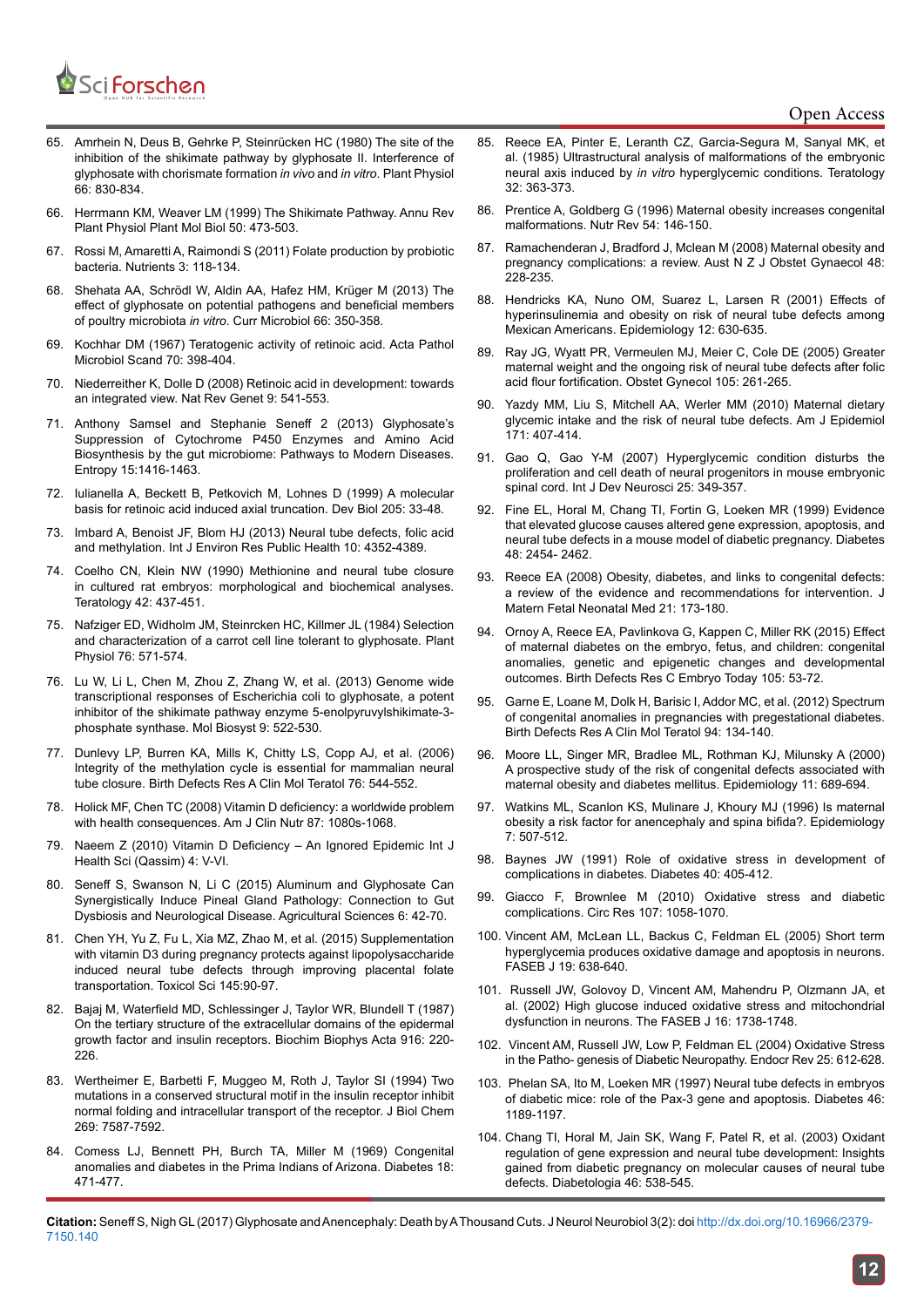65. Amrhein N, Deus B, Gehrke P, Steinrücken HC (1980) The site of the inhibition of the shikimate pathway by glyphosate II. Interference of glyphosate with chorismate formation *in vivo* and *in vitro*. Plant Physiol 66: 830-834.

66. Herrmann KM, Weaver LM (1999) The Shikimate Pathway. Annu Rev Plant Physiol Plant Mol Biol 50: 473-503.

67. Rossi M, Amaretti A, Raimondi S (2011) Folate production by probiotic bacteria. Nutrients 3: 118-134.

68. Shehata AA, Schrödl W, Aldin AA, Hafez HM, Krüger M (2013) The effect of glyphosate on potential pathogens and beneficial members of poultry microbiota *in vitro*. Curr Microbiol 66: 350-358.

69. Kochhar DM (1967) Teratogenic activity of retinoic acid. Acta Pathol Microbiol Scand 70: 398-404.

70. Niederreither K, Dolle D (2008) Retinoic acid in development: towards an integrated view. Nat Rev Genet 9: 541-553.

71. Anthony Samsel and Stephanie Seneff 2 (2013) Glyphosate's Suppression of Cytochrome P450 Enzymes and Amino Acid Biosynthesis by the gut microbiome: Pathways to Modern Diseases. Entropy 15:1416-1463.

72. Iulianella A, Beckett B, Petkovich M, Lohnes D (1999) A molecular basis for retinoic acid induced axial truncation. Dev Biol 205: 33-48.

73. Imbard A, Benoist JF, Blom HJ (2013) Neural tube defects, folic acid and methylation. Int J Environ Res Public Health 10: 4352-4389.

74. Coelho CN, Klein NW (1990) Methionine and neural tube closure in cultured rat embryos: morphological and biochemical analyses. Teratology 42: 437-451.

75. Nafziger ED, Widholm JM, Steinrcken HC, Killmer JL (1984) Selection and characterization of a carrot cell line tolerant to glyphosate. Plant Physiol 76: 571-574.

76. Lu W, Li L, Chen M, Zhou Z, Zhang W, et al. (2013) Genome wide transcriptional responses of Escherichia coli to glyphosate, a potent inhibitor of the shikimate pathway enzyme 5-enolpyruvylshikimate-3-phosphate synthase. Mol Biosyst 9: 522-530.

77. Dunlevy LP, Burren KA, Mills K, Chitty LS, Copp AJ, et al. (2006) Integrity of the methylation cycle is essential for mammalian neural tube closure. Birth Defects Res A Clin Mol Teratol 76: 544-552.

78. Holick MF, Chen TC (2008) Vitamin D deficiency: a worldwide problem with health consequences. Am J Clin Nutr 87: 1080s-1068.

79. Naeem Z (2010) Vitamin D Deficiency – An Ignored Epidemic Int J Health Sci (Qassim) 4: V-VI.

80. Seneff S, Swanson N, Li C (2015) Aluminum and Glyphosate Can Synergistically Induce Pineal Gland Pathology: Connection to Gut Dysbiosis and Neurological Disease. Agricultural Sciences 6: 42-70.

81. Chen YH, Yu Z, Fu L, Xia MZ, Zhao M, et al. (2015) Supplementation with vitamin D3 during pregnancy protects against lipopolysaccharide induced neural tube defects through improving placental folate transportation. Toxicol Sci 145:90-97.

82. Bajaj M, Waterfield MD, Schlessinger J, Taylor WR, Blundell T (1987) On the tertiary structure of the extracellular domains of the epidermal growth factor and insulin receptors. Biochim Biophys Acta 916: 220-226.

83. Wertheimer E, Barbetti F, Muggeo M, Roth J, Taylor SI (1994) Two mutations in a conserved structural motif in the insulin receptor inhibit normal folding and intracellular transport of the receptor. J Biol Chem 269: 7587-7592.

84. Comess LJ, Bennett PH, Burch TA, Miller M (1969) Congenital anomalies and diabetes in the Prima Indians of Arizona. Diabetes 18: 471-477.

85. Reece EA, Pinter E, Leranth CZ, Garcia-Segura M, Sanyal MK, et al. (1985) Ultrastructural analysis of malformations of the embryonic neural axis induced by *in vitro* hyperglycemic conditions. Teratology 32: 363-373.

86. Prentice A, Goldberg G (1996) Maternal obesity increases congenital malformations. Nutr Rev 54: 146-150.

87. Ramachenderan J, Bradford J, Mclean M (2008) Maternal obesity and pregnancy complications: a review. Aust N Z J Obstet Gynaecol 48: 228-235.

88. Hendricks KA, Nuno OM, Suarez L, Larsen R (2001) Effects of hyperinsulinemia and obesity on risk of neural tube defects among Mexican Americans. Epidemiology 12: 630-635.

89. Ray JG, Wyatt PR, Vermeulen MJ, Meier C, Cole DE (2005) Greater maternal weight and the ongoing risk of neural tube defects after folic acid flour fortification. Obstet Gynecol 105: 261-265.

90. Yazdy MM, Liu S, Mitchell AA, Werler MM (2010) Maternal dietary glycemic intake and the risk of neural tube defects. Am J Epidemiol 171: 407-414.

91. Gao Q, Gao Y-M (2007) Hyperglycemic condition disturbs the proliferation and cell death of neural progenitors in mouse embryonic spinal cord. Int J Dev Neurosci 25: 349-357.

92. Fine EL, Horal M, Chang TI, Fortin G, Loeken MR (1999) Evidence that elevated glucose causes altered gene expression, apoptosis, and neural tube defects in a mouse model of diabetic pregnancy. Diabetes 48: 2454- 2462.

93. Reece EA (2008) Obesity, diabetes, and links to congenital defects: a review of the evidence and recommendations for intervention. J Matern Fetal Neonatal Med 21: 173-180.

94. Ornoy A, Reece EA, Pavlinkova G, Kappen C, Miller RK (2015) Effect of maternal diabetes on the embryo, fetus, and children: congenital anomalies, genetic and epigenetic changes and developmental outcomes. Birth Defects Res C Embryo Today 105: 53-72.

95. Garne E, Loane M, Dolk H, Barisic I, Addor MC, et al. (2012) Spectrum of congenital anomalies in pregnancies with pregestational diabetes. Birth Defects Res A Clin Mol Teratol 94: 134-140.

96. Moore LL, Singer MR, Bradlee ML, Rothman KJ, Milunsky A (2000) A prospective study of the risk of congenital defects associated with maternal obesity and diabetes mellitus. Epidemiology 11: 689-694.

97. Watkins ML, Scanlon KS, Mulinare J, Khoury MJ (1996) Is maternal obesity a risk factor for anencephaly and spina bifida?. Epidemiology 7: 507-512.

98. Baynes JW (1991) Role of oxidative stress in development of complications in diabetes. Diabetes 40: 405-412.

99. Giacco F, Brownlee M (2010) Oxidative stress and diabetic complications. Circ Res 107: 1058-1070.

100. Vincent AM, McLean LL, Backus C, Feldman EL (2005) Short term hyperglycemia produces oxidative damage and apoptosis in neurons. FASEB J 19: 638-640.

101. Russell JW, Golovoy D, Vincent AM, Mahendru P, Olzmann JA, et al. (2002) High glucose induced oxidative stress and mitochondrial dysfunction in neurons. The FASEB J 16: 1738-1748.

102. Vincent AM, Russell JW, Low P, Feldman EL (2004) Oxidative Stress in the Patho- genesis of Diabetic Neuropathy. Endocr Rev 25: 612-628.

103. Phelan SA, Ito M, Loeken MR (1997) Neural tube defects in embryos of diabetic mice: role of the Pax-3 gene and apoptosis. Diabetes 46: 1189-1197.

104. Chang TI, Horal M, Jain SK, Wang F, Patel R, et al. (2003) Oxidant regulation of gene expression and neural tube development: Insights gained from diabetic pregnancy on molecular causes of neural tube defects. Diabetologia 46: 538-545.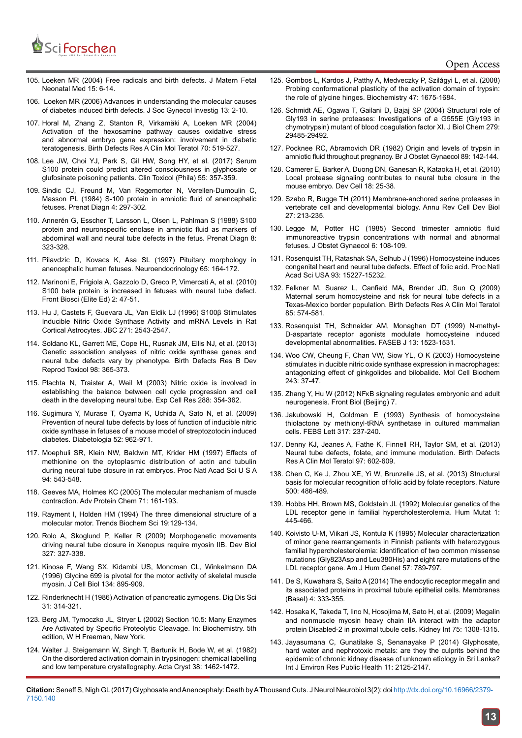105. Loeken MR (2004) Free radicals and birth defects. J Matern Fetal Neonatal Med 15: 6-14.

106. Loeken MR (2006) Advances in understanding the molecular causes of diabetes induced birth defects. J Soc Gynecol Investig 13: 2-10.

107. Horal M, Zhang Z, Stanton R, Virkamäki A, Loeken MR (2004) Activation of the hexosamine pathway causes oxidative stress and abnormal embryo gene expression: involvement in diabetic teratogenesis. Birth Defects Res A Clin Mol Teratol 70: 519-527.

108. Lee JW, Choi YJ, Park S, Gil HW, Song HY, et al. (2017) Serum S100 protein could predict altered consciousness in glyphosate or glufosinate poisoning patients. Clin Toxicol (Phila) 55: 357-359.

109. Sindic CJ, Freund M, Van Regemorter N, Verellen-Dumoulin C, Masson PL (1984) S-100 protein in amniotic fluid of anencephalic fetuses. Prenat Diagn 4: 297-302.

110. Annerén G, Esscher T, Larsson L, Olsen L, Pahlman S (1988) S100 protein and neuronspecific enolase in amniotic fluid as markers of abdominal wall and neural tube defects in the fetus. Prenat Diagn 8: 323-328.

111. Pilavdzic D, Kovacs K, Asa SL (1997) Pituitary morphology in anencephalic human fetuses. Neuroendocrinology 65: 164-172.

112. Marinoni E, Frigiola A, Gazzolo D, Greco P, Vimercati A, et al. (2010) S100 beta protein is increased in fetuses with neural tube defect. Front Biosci (Elite Ed) 2: 47-51.

113. Hu J, Castets F, Guevara JL, Van Eldik LJ (1996) S100β Stimulates Inducible Nitric Oxide Synthase Activity and mRNA Levels in Rat Cortical Astrocytes. JBC 271: 2543-2547.

114. Soldano KL, Garrett ME, Cope HL, Rusnak JM, Ellis NJ, et al. (2013) Genetic association analyses of nitric oxide synthase genes and neural tube defects vary by phenotype. Birth Defects Res B Dev Reprod Toxicol 98: 365-373.

115. Plachta N, Traister A, Weil M (2003) Nitric oxide is involved in establishing the balance between cell cycle progression and cell death in the developing neural tube. Exp Cell Res 288: 354-362.

116. Sugimura Y, Murase T, Oyama K, Uchida A, Sato N, et al. (2009) Prevention of neural tube defects by loss of function of inducible nitric oxide synthase in fetuses of a mouse model of streptozotocin induced diabetes. Diabetologia 52: 962-971.

117. Moephuli SR, Klein NW, Baldwin MT, Krider HM (1997) Effects of methionine on the cytoplasmic distribution of actin and tubulin during neural tube closure in rat embryos. Proc Natl Acad Sci U S A 94: 543-548.

118. Geeves MA, Holmes KC (2005) The molecular mechanism of muscle contraction. Adv Protein Chem 71: 161-193.

119. Rayment I, Holden HM (1994) The three dimensional structure of a molecular motor. Trends Biochem Sci 19:129-134.

120. Rolo A, Skoglund P, Keller R (2009) Morphogenetic movements driving neural tube closure in Xenopus require myosin IIB. Dev Biol 327: 327-338.

121. Kinose F, Wang SX, Kidambi US, Moncman CL, Winkelmann DA (1996) Glycine 699 is pivotal for the motor activity of skeletal muscle myosin. J Cell Biol 134: 895-909.

122. Rinderknecht H (1986) Activation of pancreatic zymogens. Dig Dis Sci 31: 314-321.

123. Berg JM, Tymoczko JL, Stryer L (2002) Section 10.5: Many Enzymes Are Activated by Specific Proteolytic Cleavage. In: Biochemistry. 5th edition, W H Freeman, New York.

124. Walter J, Steigemann W, Singh T, Bartunik H, Bode W, et al. (1982) On the disordered activation domain in trypsinogen: chemical labelling and low temperature crystallography. Acta Cryst 38: 1462-1472.

125. Gombos L, Kardos J, Patthy A, Medveczky P, Szilágyi L, et al. (2008) Probing conformational plasticity of the activation domain of trypsin: the role of glycine hinges. Biochemistry 47: 1675-1684.

126. Schmidt AE, Ogawa T, Gailani D, Bajaj SP (2004) Structural role of Gly193 in serine proteases: Investigations of a G555E (Gly193 in chymotrypsin) mutant of blood coagulation factor XI. J Biol Chem 279: 29485-29492.

127. Pocknee RC, Abramovich DR (1982) Origin and levels of trypsin in amniotic fluid throughout pregnancy. Br J Obstet Gynaecol 89: 142-144.

128. Camerer E, Barker A, Duong DN, Ganesan R, Kataoka H, et al. (2010) Local protease signaling contributes to neural tube closure in the mouse embryo. Dev Cell 18: 25-38.

129. Szabo R, Bugge TH (2011) Membrane-anchored serine proteases in vertebrate cell and developmental biology. Annu Rev Cell Dev Biol 27: 213-235.

130. Legge M, Potter HC (1985) Second trimester amniotic fluid immunoreactive trypsin concentrations with normal and abnormal fetuses. J Obstet Gynaecol 6: 108-109.

131. Rosenquist TH, Ratashak SA, Selhub J (1996) Homocysteine induces congenital heart and neural tube defects. Effect of folic acid. Proc Natl Acad Sci USA 93: 15227-15232.

132. Felkner M, Suarez L, Canfield MA, Brender JD, Sun Q (2009) Maternal serum homocysteine and risk for neural tube defects in a Texas-Mexico border population. Birth Defects Res A Clin Mol Teratol 85: 574-581.

133. Rosenquist TH, Schneider AM, Monaghan DT (1999) N-methyl-D-aspartate receptor agonists modulate homocysteine induced developmental abnormalities. FASEB J 13: 1523-1531.

134. Woo CW, Cheung F, Chan VW, Siow YL, O K (2003) Homocysteine stimulates in ducible nitric oxide synthase expression in macrophages: antagonizing effect of ginkgolides and bilobalide. Mol Cell Biochem 243: 37-47.

135. Zhang Y, Hu W (2012) NFκB signaling regulates embryonic and adult neurogenesis. Front Biol (Beijing) 7.

136. Jakubowski H, Goldman E (1993) Synthesis of homocysteine thiolactone by methionyl-tRNA synthetase in cultured mammalian cells. FEBS Lett 317: 237-240.

137. Denny KJ, Jeanes A, Fathe K, Finnell RH, Taylor SM, et al. (2013) Neural tube defects, folate, and immune modulation. Birth Defects Res A Clin Mol Teratol 97: 602-609.

138. Chen C, Ke J, Zhou XE, Yi W, Brunzelle JS, et al. (2013) Structural basis for molecular recognition of folic acid by folate receptors. Nature 500: 486-489.

139. Hobbs HH, Brown MS, Goldstein JL (1992) Molecular genetics of the LDL receptor gene in familial hypercholesterolemia. Hum Mutat 1: 445-466.

140. Koivisto U-M, Viikari JS, Kontula K (1995) Molecular characterization of minor gene rearrangements in Finnish patients with heterozygous familial hypercholesterolemia: identification of two common missense mutations (Gly823Asp and Leu380His) and eight rare mutations of the LDL receptor gene. Am J Hum Genet 57: 789-797.

141. De S, Kuwahara S, Saito A (2014) The endocytic receptor megalin and its associated proteins in proximal tubule epithelial cells. Membranes (Basel) 4: 333-355.

142. Hosaka K, Takeda T, Iino N, Hosojima M, Sato H, et al. (2009) Megalin and nonmuscle myosin heavy chain IIA interact with the adaptor protein Disabled-2 in proximal tubule cells. Kidney Int 75: 1308-1315.

143. Jayasumana C, Gunatilake S, Senanayake P (2014) Glyphosate, hard water and nephrotoxic metals: are they the culprits behind the epidemic of chronic kidney disease of unknown etiology in Sri Lanka? Int J Environ Res Public Health 11: 2125-2147.

**Citation:** Seneff S, Nigh GL (2017) Glyphosate and Anencephaly: Death by A Thousand Cuts. J Neurol Neurobiol 3(2): doi http://dx.doi.org/10.16966/2379-7150.140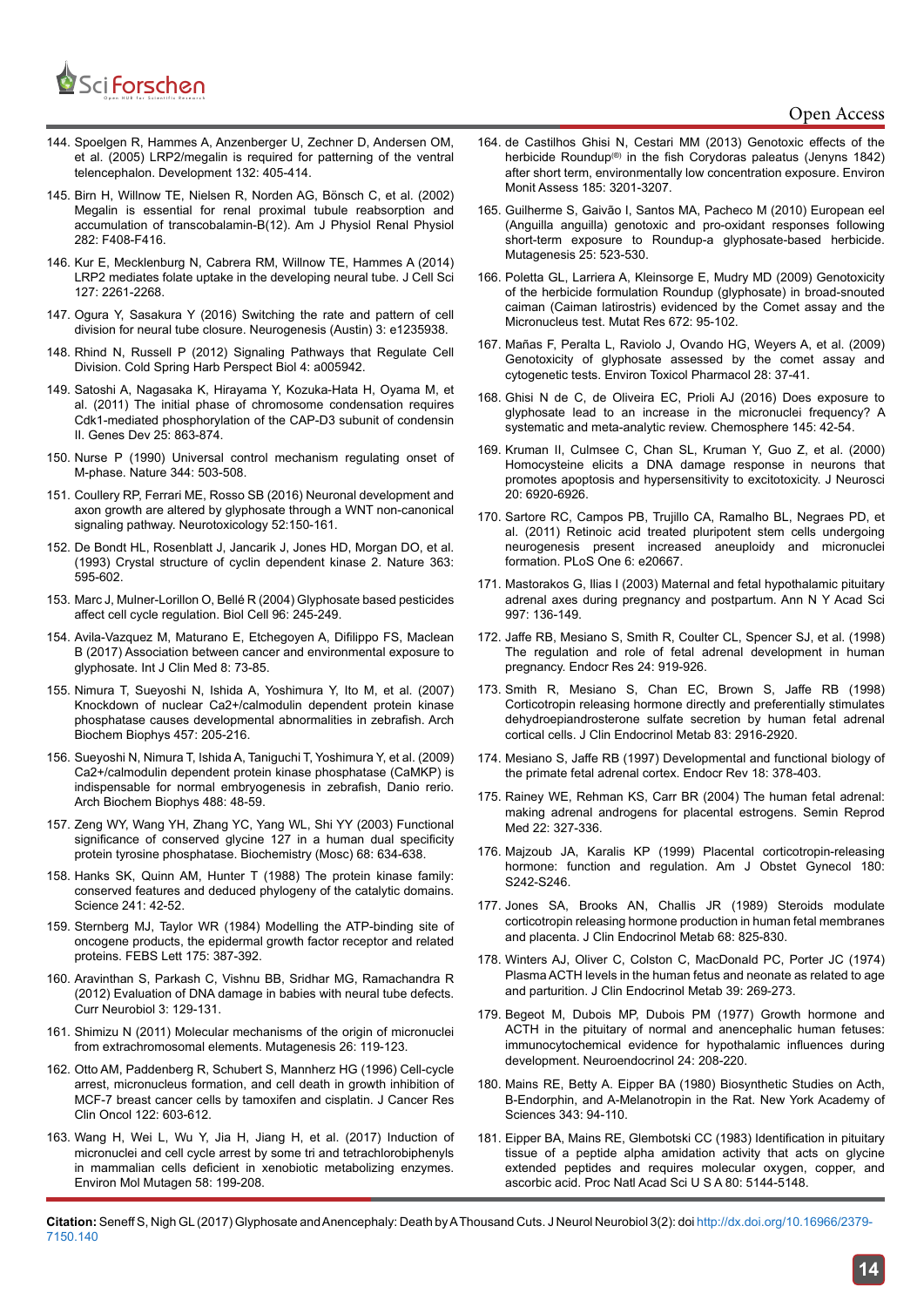144. Spoelgen R, Hammes A, Anzenberger U, Zechner D, Andersen OM, et al. (2005) LRP2/megalin is required for patterning of the ventral telencephalon. Development 132: 405-414.

145. Birn H, Willnow TE, Nielsen R, Norden AG, Bönsch C, et al. (2002) Megalin is essential for renal proximal tubule reabsorption and accumulation of transcobalamin-B(12). Am J Physiol Renal Physiol 282: F408-F416.

146. Kur E, Mecklenburg N, Cabrera RM, Willnow TE, Hammes A (2014) LRP2 mediates folate uptake in the developing neural tube. J Cell Sci 127: 2261-2268.

147. Ogura Y, Sasakura Y (2016) Switching the rate and pattern of cell division for neural tube closure. Neurogenesis (Austin) 3: e1235938.

148. Rhind N, Russell P (2012) Signaling Pathways that Regulate Cell Division. Cold Spring Harb Perspect Biol 4: a005942.

149. Satoshi A, Nagasaka K, Hirayama Y, Kozuka-Hata H, Oyama M, et al. (2011) The initial phase of chromosome condensation requires Cdk1-mediated phosphorylation of the CAP-D3 subunit of condensin II. Genes Dev 25: 863-874.

150. Nurse P (1990) Universal control mechanism regulating onset of M-phase. Nature 344: 503-508.

151. Coullery RP, Ferrari ME, Rosso SB (2016) Neuronal development and axon growth are altered by glyphosate through a WNT non-canonical signaling pathway. Neurotoxicology 52:150-161.

152. De Bondt HL, Rosenblatt J, Jancarik J, Jones HD, Morgan DO, et al. (1993) Crystal structure of cyclin dependent kinase 2. Nature 363: 595-602.

153. Marc J, Mulner-Lorillon O, Bellé R (2004) Glyphosate based pesticides affect cell cycle regulation. Biol Cell 96: 245-249.

154. Avila-Vazquez M, Maturano E, Etchegoyen A, Difilippo FS, Maclean B (2017) Association between cancer and environmental exposure to glyphosate. Int J Clin Med 8: 73-85.

155. Nimura T, Sueyoshi N, Ishida A, Yoshimura Y, Ito M, et al. (2007) Knockdown of nuclear Ca2+/calmodulin dependent protein kinase phosphatase causes developmental abnormalities in zebrafish. Arch Biochem Biophys 457: 205-216.

156. Sueyoshi N, Nimura T, Ishida A, Taniguchi T, Yoshimura Y, et al. (2009) Ca2+/calmodulin dependent protein kinase phosphatase (CaMKP) is indispensable for normal embryogenesis in zebrafish, Danio rerio. Arch Biochem Biophys 488: 48-59.

157. Zeng WY, Wang YH, Zhang YC, Yang WL, Shi YY (2003) Functional significance of conserved glycine 127 in a human dual specificity protein tyrosine phosphatase. Biochemistry (Mosc) 68: 634-638.

158. Hanks SK, Quinn AM, Hunter T (1988) The protein kinase family: conserved features and deduced phylogeny of the catalytic domains. Science 241: 42-52.

159. Sternberg MJ, Taylor WR (1984) Modelling the ATP-binding site of oncogene products, the epidermal growth factor receptor and related proteins. FEBS Lett 175: 387-392.

160. Aravinthan S, Parkash C, Vishnu BB, Sridhar MG, Ramachandra R (2012) Evaluation of DNA damage in babies with neural tube defects. Curr Neurobiol 3: 129-131.

161. Shimizu N (2011) Molecular mechanisms of the origin of micronuclei from extrachromosomal elements. Mutagenesis 26: 119-123.

162. Otto AM, Paddenberg R, Schubert S, Mannherz HG (1996) Cell-cycle arrest, micronucleus formation, and cell death in growth inhibition of MCF-7 breast cancer cells by tamoxifen and cisplatin. J Cancer Res Clin Oncol 122: 603-612.

163. Wang H, Wei L, Wu Y, Jia H, Jiang H, et al. (2017) Induction of micronuclei and cell cycle arrest by some tri and tetrachlorobiphenyls in mammalian cells deficient in xenobiotic metabolizing enzymes. Environ Mol Mutagen 58: 199-208.

164. de Castilhos Ghisi N, Cestari MM (2013) Genotoxic effects of the herbicide Roundup(®) in the fish Corydoras paleatus (Jenyns 1842) after short term, environmentally low concentration exposure. Environ Monit Assess 185: 3201-3207.

165. Guilherme S, Gaivão I, Santos MA, Pacheco M (2010) European eel (Anguilla anguilla) genotoxic and pro-oxidant responses following short-term exposure to Roundup-a glyphosate-based herbicide. Mutagenesis 25: 523-530.

166. Poletta GL, Larriera A, Kleinsorge E, Mudry MD (2009) Genotoxicity of the herbicide formulation Roundup (glyphosate) in broad-snouted caiman (Caiman latirostris) evidenced by the Comet assay and the Micronucleus test. Mutat Res 672: 95-102.

167. Mañas F, Peralta L, Raviolo J, Ovando HG, Weyers A, et al. (2009) Genotoxicity of glyphosate assessed by the comet assay and cytogenetic tests. Environ Toxicol Pharmacol 28: 37-41.

168. Ghisi N de C, de Oliveira EC, Prioli AJ (2016) Does exposure to glyphosate lead to an increase in the micronuclei frequency? A systematic and meta-analytic review. Chemosphere 145: 42-54.

169. Kruman II, Culmsee C, Chan SL, Kruman Y, Guo Z, et al. (2000) Homocysteine elicits a DNA damage response in neurons that promotes apoptosis and hypersensitivity to excitotoxicity. J Neurosci 20: 6920-6926.

170. Sartore RC, Campos PB, Trujillo CA, Ramalho BL, Negraes PD, et al. (2011) Retinoic acid treated pluripotent stem cells undergoing neurogenesis present increased aneuploidy and micronuclei formation. PLoS One 6: e20667.

171. Mastorakos G, Ilias I (2003) Maternal and fetal hypothalamic pituitary adrenal axes during pregnancy and postpartum. Ann N Y Acad Sci 997: 136-149.

172. Jaffe RB, Mesiano S, Smith R, Coulter CL, Spencer SJ, et al. (1998) The regulation and role of fetal adrenal development in human pregnancy. Endocr Res 24: 919-926.

173. Smith R, Mesiano S, Chan EC, Brown S, Jaffe RB (1998) Corticotropin releasing hormone directly and preferentially stimulates dehydroepiandrosterone sulfate secretion by human fetal adrenal cortical cells. J Clin Endocrinol Metab 83: 2916-2920.

174. Mesiano S, Jaffe RB (1997) Developmental and functional biology of the primate fetal adrenal cortex. Endocr Rev 18: 378-403.

175. Rainey WE, Rehman KS, Carr BR (2004) The human fetal adrenal: making adrenal androgens for placental estrogens. Semin Reprod Med 22: 327-336.

176. Majzoub JA, Karalis KP (1999) Placental corticotropin-releasing hormone: function and regulation. Am J Obstet Gynecol 180: S242-S246.

177. Jones SA, Brooks AN, Challis JR (1989) Steroids modulate corticotropin releasing hormone production in human fetal membranes and placenta. J Clin Endocrinol Metab 68: 825-830.

178. Winters AJ, Oliver C, Colston C, MacDonald PC, Porter JC (1974) Plasma ACTH levels in the human fetus and neonate as related to age and parturition. J Clin Endocrinol Metab 39: 269-273.

179. Begeot M, Dubois MP, Dubois PM (1977) Growth hormone and ACTH in the pituitary of normal and anencephalic human fetuses: immunocytochemical evidence for hypothalamic influences during development. Neuroendocrinol 24: 208-220.

180. Mains RE, Betty A. Eipper BA (1980) Biosynthetic Studies on Acth, B-Endorphin, and A-Melanotropin in the Rat. New York Academy of Sciences 343: 94-110.

181. Eipper BA, Mains RE, Glembotski CC (1983) Identification in pituitary tissue of a peptide alpha amidation activity that acts on glycine extended peptides and requires molecular oxygen, copper, and ascorbic acid. Proc Natl Acad Sci U S A 80: 5144-5148.

**Citation:** Seneff S, Nigh GL (2017) Glyphosate and Anencephaly: Death by A Thousand Cuts. J Neurol Neurobiol 3(2): doi http://dx.doi.org/10.16966/2379-7150.140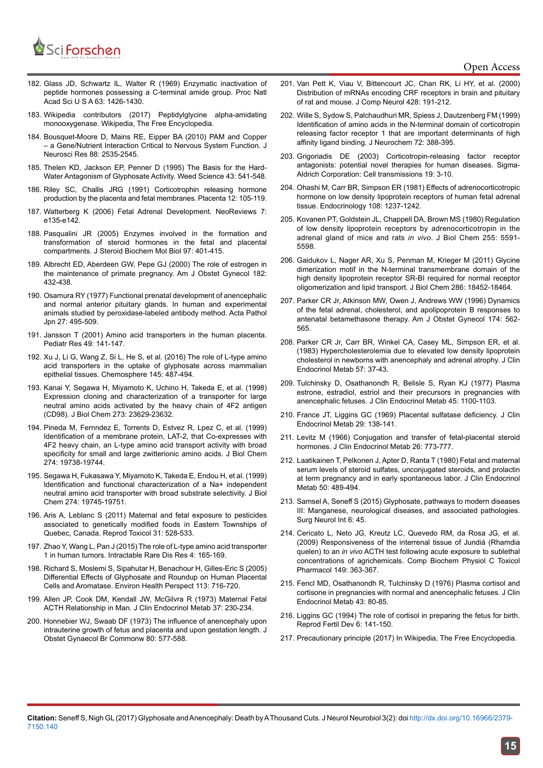182. Glass JD, Schwartz IL, Walter R (1969) Enzymatic inactivation of peptide hormones possessing a C-terminal amide group. Proc Natl Acad Sci U S A 63: 1426-1430.

183. Wikipedia contributors (2017) Peptidylglycine alpha-amidating monooxygenase. Wikipedia, The Free Encyclopedia.

184. Bousquet-Moore D, Mains RE, Eipper BA (2010) PAM and Copper – a Gene/Nutrient Interaction Critical to Nervous System Function. J Neurosci Res 88: 2535-2545.

185. Thelen KD, Jackson EP, Penner D (1995) The Basis for the Hard-Water Antagonism of Glyphosate Activity. Weed Science 43: 541-548.

186. Riley SC, Challis JRG (1991) Corticotrophin releasing hormone production by the placenta and fetal membranes. Placenta 12: 105-119.

187. Watterberg K (2006) Fetal Adrenal Development. NeoReviews 7: e135-e142.

188. Pasqualini JR (2005) Enzymes involved in the formation and transformation of steroid hormones in the fetal and placental compartments. J Steroid Biochem Mol Biol 97: 401-415.

189. Albrecht ED, Aberdeen GW, Pepe GJ (2000) The role of estrogen in the maintenance of primate pregnancy. Am J Obstet Gynecol 182: 432-438.

190. Osamura RY (1977) Functional prenatal development of anencephalic and normal anterior pituitary glands. In human and experimental animals studied by peroxidase-labeled antibody method. Acta Pathol Jpn 27: 495-509.

191. Jansson T (2001) Amino acid transporters in the human placenta. Pediatr Res 49: 141-147.

192. Xu J, Li G, Wang Z, Si L, He S, et al. (2016) The role of L-type amino acid transporters in the uptake of glyphosate across mammalian epithelial tissues. Chemosphere 145: 487-494.

193. Kanai Y, Segawa H, Miyamoto K, Uchino H, Takeda E, et al. (1998) Expression cloning and characterization of a transporter for large neutral amino acids activated by the heavy chain of 4F2 antigen (CD98). J Biol Chem 273: 23629-23632.

194. Pineda M, Fernndez E, Torrents D, Estvez R, Lpez C, et al. (1999) Identification of a membrane protein, LAT-2, that Co-expresses with 4F2 heavy chain, an L-type amino acid transport activity with broad specificity for small and large zwitterionic amino acids. J Biol Chem 274: 19738-19744.

195. Segawa H, Fukasawa Y, Miyamoto K, Takeda E, Endou H, et al. (1999) Identification and functional characterization of a Na+ independent neutral amino acid transporter with broad substrate selectivity. J Biol Chem 274: 19745-19751.

196. Aris A, Leblanc S (2011) Maternal and fetal exposure to pesticides associated to genetically modified foods in Eastern Townships of Quebec, Canada. Reprod Toxicol 31: 528-533.

197. Zhao Y, Wang L, Pan J (2015) The role of L-type amino acid transporter 1 in human tumors. Intractable Rare Dis Res 4: 165-169.

198. Richard S, Moslemi S, Sipahutar H, Benachour H, Gilles-Eric S (2005) Differential Effects of Glyphosate and Roundup on Human Placental Cells and Aromatase. Environ Health Perspect 113: 716-720.

199. Allen JP, Cook DM, Kendall JW, McGilvra R (1973) Maternal Fetal ACTH Relationship in Man. J Clin Endocrinol Metab 37: 230-234.

200. Honnebier WJ, Swaab DF (1973) The influence of anencephaly upon intrauterine growth of fetus and placenta and upon gestation length. J Obstet Gynaecol Br Commonw 80: 577-588.

201. Van Pett K, Viau V, Bittencourt JC, Chan RK, Li HY, et al. (2000) Distribution of mRNAs encoding CRF receptors in brain and pituitary of rat and mouse. J Comp Neurol 428: 191-212.

202. Wille S, Sydow S, Palchaudhuri MR, Spiess J, Dautzenberg FM (1999) Identification of amino acids in the N-terminal domain of corticotropin releasing factor receptor 1 that are important determinants of high affinity ligand binding. J Neurochem 72: 388-395.

203. Grigoriadis DE (2003) Corticotropin-releasing factor receptor antagonists: potential novel therapies for human diseases. Sigma-Aldrich Corporation: Cell transmissions 19: 3-10.

204. Ohashi M, Carr BR, Simpson ER (1981) Effects of adrenocorticotropic hormone on low density lipoprotein receptors of human fetal adrenal tissue. Endocrinology 108: 1237-1242.

205. Kovanen PT, Goldstein JL, Chappell DA, Brown MS (1980) Regulation of low density lipoprotein receptors by adrenocorticotropin in the adrenal gland of mice and rats *in vivo*. J Biol Chem 255: 5591-5598.

206. Gaidukov L, Nager AR, Xu S, Penman M, Krieger M (2011) Glycine dimerization motif in the N-terminal transmembrane domain of the high density lipoprotein receptor SR-BI required for normal receptor oligomerization and lipid transport. J Biol Chem 286: 18452-18464.

207. Parker CR Jr, Atkinson MW, Owen J, Andrews WW (1996) Dynamics of the fetal adrenal, cholesterol, and apolipoprotein B responses to antenatal betamethasone therapy. Am J Obstet Gynecol 174: 562-565.

208. Parker CR Jr, Carr BR, Winkel CA, Casey ML, Simpson ER, et al. (1983) Hypercholesterolemia due to elevated low density lipoprotein cholesterol in newborns with anencephaly and adrenal atrophy. J Clin Endocrinol Metab 57: 37-43.

209. Tulchinsky D, Osathanondh R, Belisle S, Ryan KJ (1977) Plasma estrone, estradiol, estriol and their precursors in pregnancies with anencephalic fetuses. J Clin Endocrinol Metab 45: 1100-1103.

210. France JT, Liggins GC (1969) Placental sulfatase deficiency. J Clin Endocrinol Metab 29: 138-141.

211. Levitz M (1966) Conjugation and transfer of fetal-placental steroid hormones. J Clin Endocrinol Metab 26: 773-777.

212. Laatikainen T, Pelkonen J, Apter D, Ranta T (1980) Fetal and maternal serum levels of steroid sulfates, unconjugated steroids, and prolactin at term pregnancy and in early spontaneous labor. J Clin Endocrinol Metab 50: 489-494.

213. Samsel A, Seneff S (2015) Glyphosate, pathways to modern diseases III: Manganese, neurological diseases, and associated pathologies. Surg Neurol Int 6: 45.

214. Cericato L, Neto JG, Kreutz LC, Quevedo RM, da Rosa JG, et al. (2009) Responsiveness of the interrenal tissue of Jundiá (Rhamdia quelen) to an *in vivo* ACTH test following acute exposure to sublethal concentrations of agrichemicals. Comp Biochem Physiol C Toxicol Pharmacol 149: 363-367.

215. Fencl MD, Osathanondh R, Tulchinsky D (1976) Plasma cortisol and cortisone in pregnancies with normal and anencephalic fetuses. J Clin Endocrinol Metab 43: 80-85.

216. Liggins GC (1994) The role of cortisol in preparing the fetus for birth. Reprod Fertil Dev 6: 141-150.

217. Precautionary principle (2017) In Wikipedia, The Free Encyclopedia.